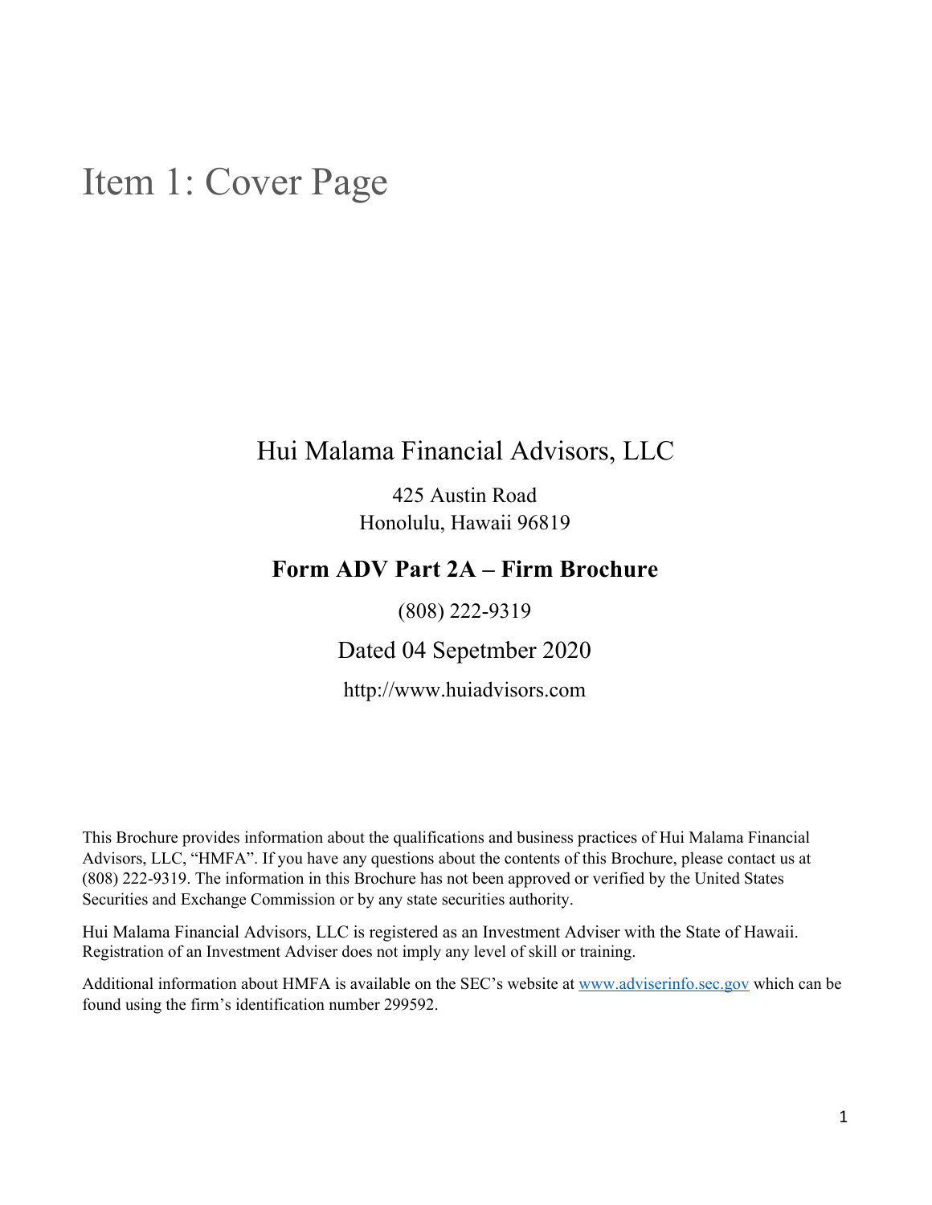# Item 1: Cover Page

## Hui Malama Financial Advisors, LLC

425 Austin Road
Honolulu, Hawaii 96819

**Form ADV Part 2A – Firm Brochure**

(808) 222-9319

Dated 04 Sepetmber 2020

http://www.huiadvisors.com

This Brochure provides information about the qualifications and business practices of Hui Malama Financial Advisors, LLC, "HMFA". If you have any questions about the contents of this Brochure, please contact us at (808) 222-9319. The information in this Brochure has not been approved or verified by the United States Securities and Exchange Commission or by any state securities authority.

Hui Malama Financial Advisors, LLC is registered as an Investment Adviser with the State of Hawaii. Registration of an Investment Adviser does not imply any level of skill or training.

Additional information about HMFA is available on the SEC's website at www.adviserinfo.sec.gov which can be found using the firm's identification number 299592.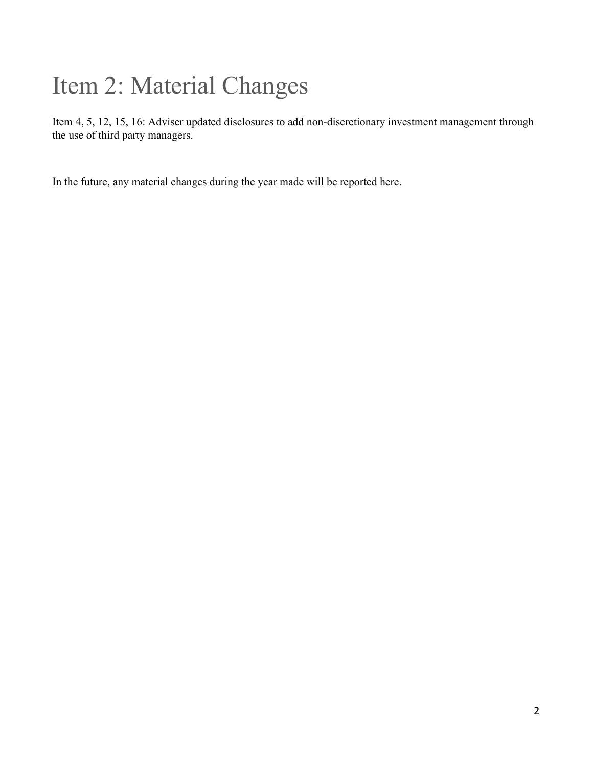# Item 2: Material Changes

Item 4, 5, 12, 15, 16: Adviser updated disclosures to add non-discretionary investment management through the use of third party managers.

In the future, any material changes during the year made will be reported here.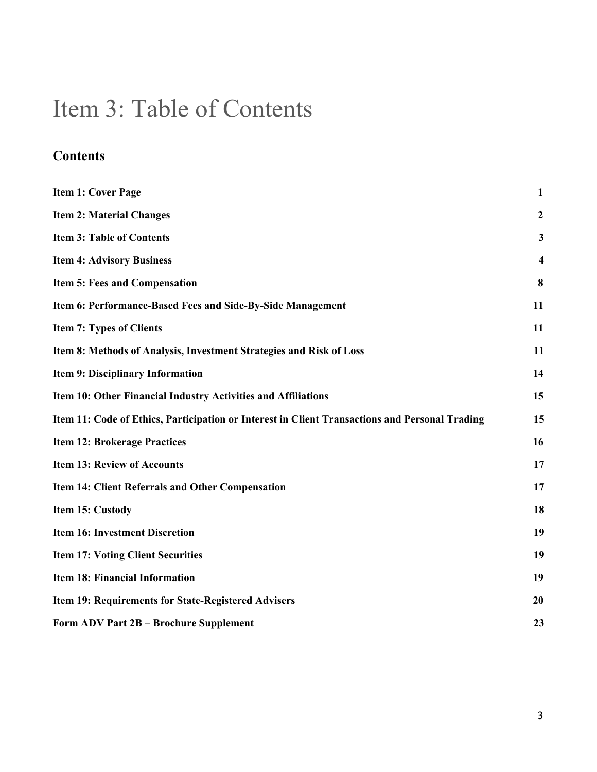# Item 3: Table of Contents

## Contents

| | |
|---|---|
| **Item 1: Cover Page** | **1** |
| **Item 2: Material Changes** | **2** |
| **Item 3: Table of Contents** | **3** |
| **Item 4: Advisory Business** | **4** |
| **Item 5: Fees and Compensation** | **8** |
| **Item 6: Performance-Based Fees and Side-By-Side Management** | **11** |
| **Item 7: Types of Clients** | **11** |
| **Item 8: Methods of Analysis, Investment Strategies and Risk of Loss** | **11** |
| **Item 9: Disciplinary Information** | **14** |
| **Item 10: Other Financial Industry Activities and Affiliations** | **15** |
| **Item 11: Code of Ethics, Participation or Interest in Client Transactions and Personal Trading** | **15** |
| **Item 12: Brokerage Practices** | **16** |
| **Item 13: Review of Accounts** | **17** |
| **Item 14: Client Referrals and Other Compensation** | **17** |
| **Item 15: Custody** | **18** |
| **Item 16: Investment Discretion** | **19** |
| **Item 17: Voting Client Securities** | **19** |
| **Item 18: Financial Information** | **19** |
| **Item 19: Requirements for State-Registered Advisers** | **20** |
| **Form ADV Part 2B – Brochure Supplement** | **23** |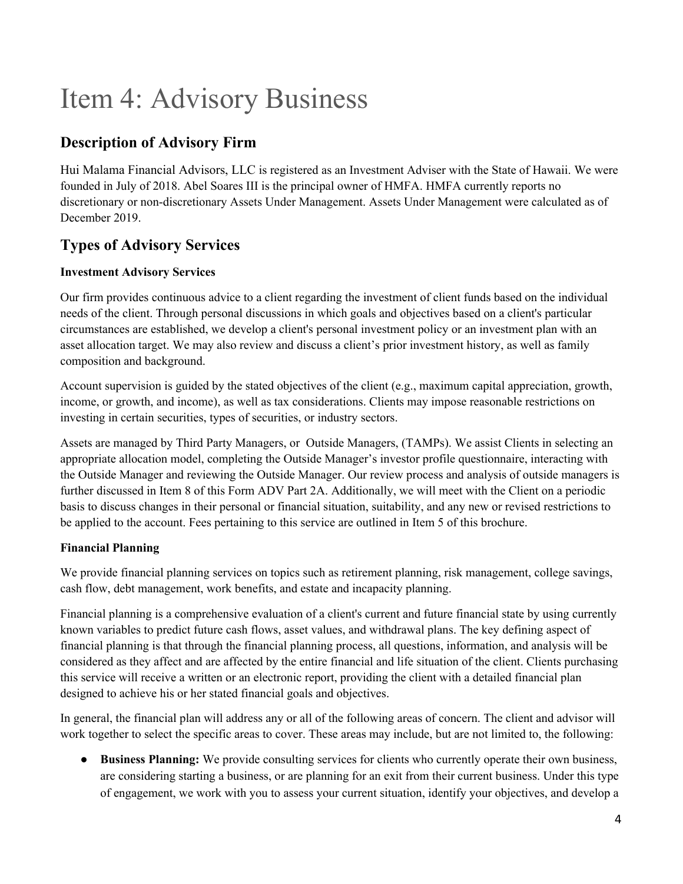# Item 4: Advisory Business

## Description of Advisory Firm

Hui Malama Financial Advisors, LLC is registered as an Investment Adviser with the State of Hawaii. We were founded in July of 2018. Abel Soares III is the principal owner of HMFA. HMFA currently reports no discretionary or non-discretionary Assets Under Management. Assets Under Management were calculated as of December 2019.

## Types of Advisory Services

**Investment Advisory Services**

Our firm provides continuous advice to a client regarding the investment of client funds based on the individual needs of the client. Through personal discussions in which goals and objectives based on a client's particular circumstances are established, we develop a client's personal investment policy or an investment plan with an asset allocation target. We may also review and discuss a client's prior investment history, as well as family composition and background.

Account supervision is guided by the stated objectives of the client (e.g., maximum capital appreciation, growth, income, or growth, and income), as well as tax considerations. Clients may impose reasonable restrictions on investing in certain securities, types of securities, or industry sectors.

Assets are managed by Third Party Managers, or Outside Managers, (TAMPs). We assist Clients in selecting an appropriate allocation model, completing the Outside Manager's investor profile questionnaire, interacting with the Outside Manager and reviewing the Outside Manager. Our review process and analysis of outside managers is further discussed in Item 8 of this Form ADV Part 2A. Additionally, we will meet with the Client on a periodic basis to discuss changes in their personal or financial situation, suitability, and any new or revised restrictions to be applied to the account. Fees pertaining to this service are outlined in Item 5 of this brochure.

**Financial Planning**

We provide financial planning services on topics such as retirement planning, risk management, college savings, cash flow, debt management, work benefits, and estate and incapacity planning.

Financial planning is a comprehensive evaluation of a client's current and future financial state by using currently known variables to predict future cash flows, asset values, and withdrawal plans. The key defining aspect of financial planning is that through the financial planning process, all questions, information, and analysis will be considered as they affect and are affected by the entire financial and life situation of the client. Clients purchasing this service will receive a written or an electronic report, providing the client with a detailed financial plan designed to achieve his or her stated financial goals and objectives.

In general, the financial plan will address any or all of the following areas of concern. The client and advisor will work together to select the specific areas to cover. These areas may include, but are not limited to, the following:

- **Business Planning:** We provide consulting services for clients who currently operate their own business, are considering starting a business, or are planning for an exit from their current business. Under this type of engagement, we work with you to assess your current situation, identify your objectives, and develop a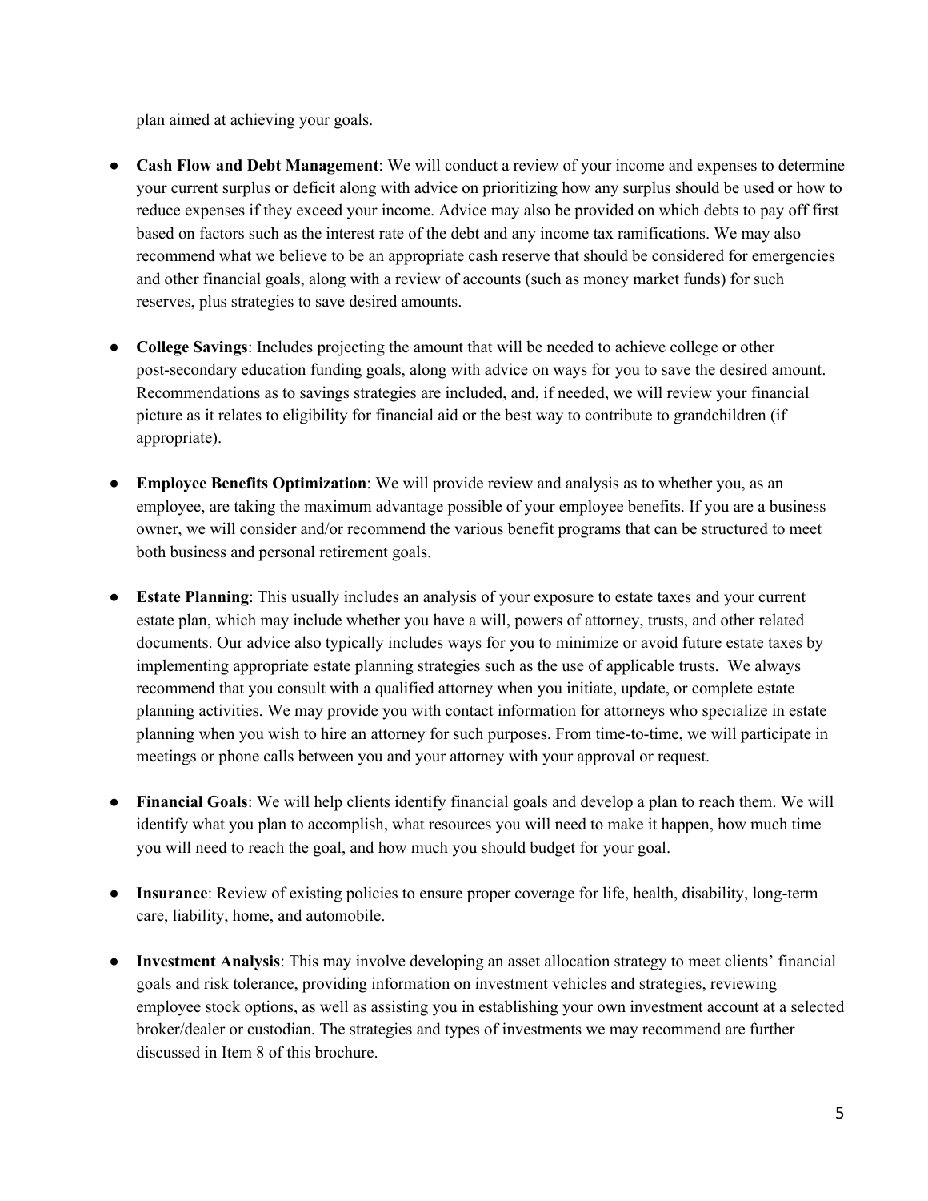plan aimed at achieving your goals.

- **Cash Flow and Debt Management**: We will conduct a review of your income and expenses to determine your current surplus or deficit along with advice on prioritizing how any surplus should be used or how to reduce expenses if they exceed your income. Advice may also be provided on which debts to pay off first based on factors such as the interest rate of the debt and any income tax ramifications. We may also recommend what we believe to be an appropriate cash reserve that should be considered for emergencies and other financial goals, along with a review of accounts (such as money market funds) for such reserves, plus strategies to save desired amounts.

- **College Savings**: Includes projecting the amount that will be needed to achieve college or other post-secondary education funding goals, along with advice on ways for you to save the desired amount. Recommendations as to savings strategies are included, and, if needed, we will review your financial picture as it relates to eligibility for financial aid or the best way to contribute to grandchildren (if appropriate).

- **Employee Benefits Optimization**: We will provide review and analysis as to whether you, as an employee, are taking the maximum advantage possible of your employee benefits. If you are a business owner, we will consider and/or recommend the various benefit programs that can be structured to meet both business and personal retirement goals.

- **Estate Planning**: This usually includes an analysis of your exposure to estate taxes and your current estate plan, which may include whether you have a will, powers of attorney, trusts, and other related documents. Our advice also typically includes ways for you to minimize or avoid future estate taxes by implementing appropriate estate planning strategies such as the use of applicable trusts. We always recommend that you consult with a qualified attorney when you initiate, update, or complete estate planning activities. We may provide you with contact information for attorneys who specialize in estate planning when you wish to hire an attorney for such purposes. From time-to-time, we will participate in meetings or phone calls between you and your attorney with your approval or request.

- **Financial Goals**: We will help clients identify financial goals and develop a plan to reach them. We will identify what you plan to accomplish, what resources you will need to make it happen, how much time you will need to reach the goal, and how much you should budget for your goal.

- **Insurance**: Review of existing policies to ensure proper coverage for life, health, disability, long-term care, liability, home, and automobile.

- **Investment Analysis**: This may involve developing an asset allocation strategy to meet clients' financial goals and risk tolerance, providing information on investment vehicles and strategies, reviewing employee stock options, as well as assisting you in establishing your own investment account at a selected broker/dealer or custodian. The strategies and types of investments we may recommend are further discussed in Item 8 of this brochure.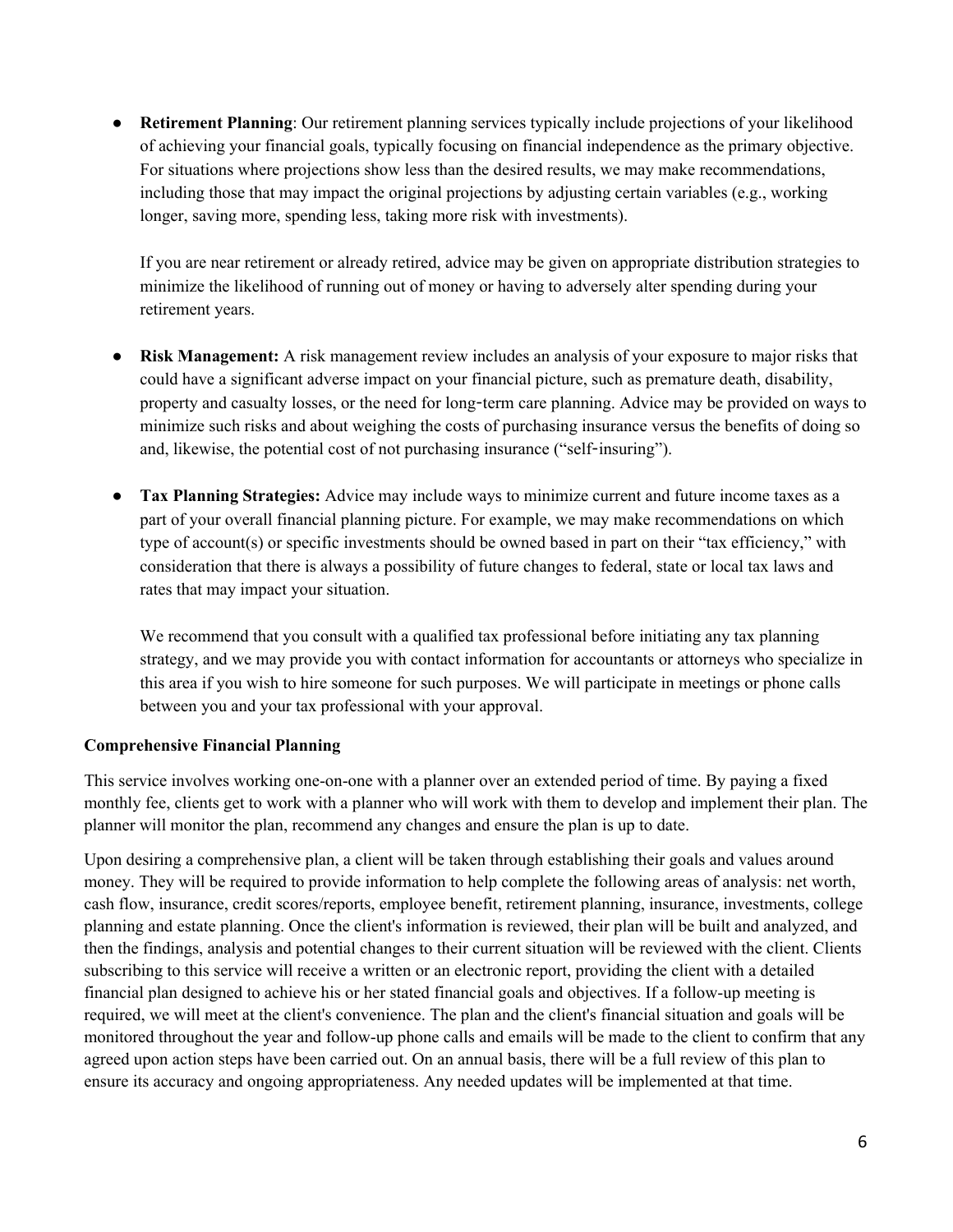- **Retirement Planning**: Our retirement planning services typically include projections of your likelihood of achieving your financial goals, typically focusing on financial independence as the primary objective. For situations where projections show less than the desired results, we may make recommendations, including those that may impact the original projections by adjusting certain variables (e.g., working longer, saving more, spending less, taking more risk with investments).

  If you are near retirement or already retired, advice may be given on appropriate distribution strategies to minimize the likelihood of running out of money or having to adversely alter spending during your retirement years.

- **Risk Management:** A risk management review includes an analysis of your exposure to major risks that could have a significant adverse impact on your financial picture, such as premature death, disability, property and casualty losses, or the need for long-term care planning. Advice may be provided on ways to minimize such risks and about weighing the costs of purchasing insurance versus the benefits of doing so and, likewise, the potential cost of not purchasing insurance ("self-insuring").

- **Tax Planning Strategies:** Advice may include ways to minimize current and future income taxes as a part of your overall financial planning picture. For example, we may make recommendations on which type of account(s) or specific investments should be owned based in part on their "tax efficiency," with consideration that there is always a possibility of future changes to federal, state or local tax laws and rates that may impact your situation.

  We recommend that you consult with a qualified tax professional before initiating any tax planning strategy, and we may provide you with contact information for accountants or attorneys who specialize in this area if you wish to hire someone for such purposes. We will participate in meetings or phone calls between you and your tax professional with your approval.

**Comprehensive Financial Planning**

This service involves working one-on-one with a planner over an extended period of time. By paying a fixed monthly fee, clients get to work with a planner who will work with them to develop and implement their plan. The planner will monitor the plan, recommend any changes and ensure the plan is up to date.

Upon desiring a comprehensive plan, a client will be taken through establishing their goals and values around money. They will be required to provide information to help complete the following areas of analysis: net worth, cash flow, insurance, credit scores/reports, employee benefit, retirement planning, insurance, investments, college planning and estate planning. Once the client's information is reviewed, their plan will be built and analyzed, and then the findings, analysis and potential changes to their current situation will be reviewed with the client. Clients subscribing to this service will receive a written or an electronic report, providing the client with a detailed financial plan designed to achieve his or her stated financial goals and objectives. If a follow-up meeting is required, we will meet at the client's convenience. The plan and the client's financial situation and goals will be monitored throughout the year and follow-up phone calls and emails will be made to the client to confirm that any agreed upon action steps have been carried out. On an annual basis, there will be a full review of this plan to ensure its accuracy and ongoing appropriateness. Any needed updates will be implemented at that time.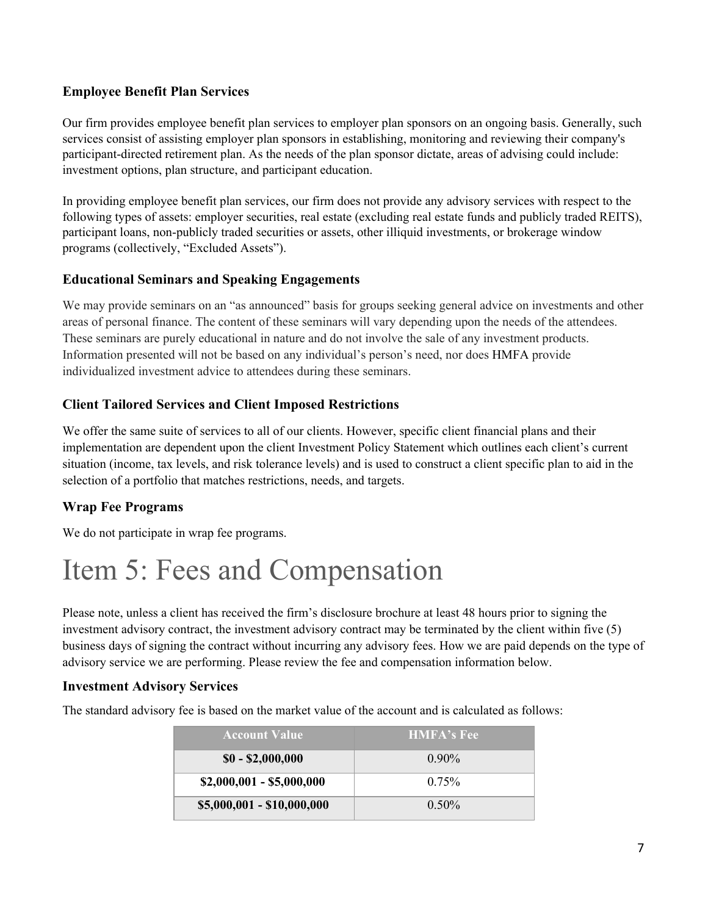### Employee Benefit Plan Services

Our firm provides employee benefit plan services to employer plan sponsors on an ongoing basis. Generally, such services consist of assisting employer plan sponsors in establishing, monitoring and reviewing their company's participant-directed retirement plan. As the needs of the plan sponsor dictate, areas of advising could include: investment options, plan structure, and participant education.

In providing employee benefit plan services, our firm does not provide any advisory services with respect to the following types of assets: employer securities, real estate (excluding real estate funds and publicly traded REITS), participant loans, non-publicly traded securities or assets, other illiquid investments, or brokerage window programs (collectively, "Excluded Assets").

### Educational Seminars and Speaking Engagements

We may provide seminars on an "as announced" basis for groups seeking general advice on investments and other areas of personal finance. The content of these seminars will vary depending upon the needs of the attendees. These seminars are purely educational in nature and do not involve the sale of any investment products. Information presented will not be based on any individual's person's need, nor does HMFA provide individualized investment advice to attendees during these seminars.

### Client Tailored Services and Client Imposed Restrictions

We offer the same suite of services to all of our clients. However, specific client financial plans and their implementation are dependent upon the client Investment Policy Statement which outlines each client's current situation (income, tax levels, and risk tolerance levels) and is used to construct a client specific plan to aid in the selection of a portfolio that matches restrictions, needs, and targets.

### Wrap Fee Programs

We do not participate in wrap fee programs.

# Item 5: Fees and Compensation

Please note, unless a client has received the firm's disclosure brochure at least 48 hours prior to signing the investment advisory contract, the investment advisory contract may be terminated by the client within five (5) business days of signing the contract without incurring any advisory fees. How we are paid depends on the type of advisory service we are performing. Please review the fee and compensation information below.

### Investment Advisory Services

The standard advisory fee is based on the market value of the account and is calculated as follows:

| Account Value | HMFA's Fee |
|---|---|
| **$0 - $2,000,000** | 0.90% |
| **$2,000,001 - $5,000,000** | 0.75% |
| **$5,000,001 - $10,000,000** | 0.50% |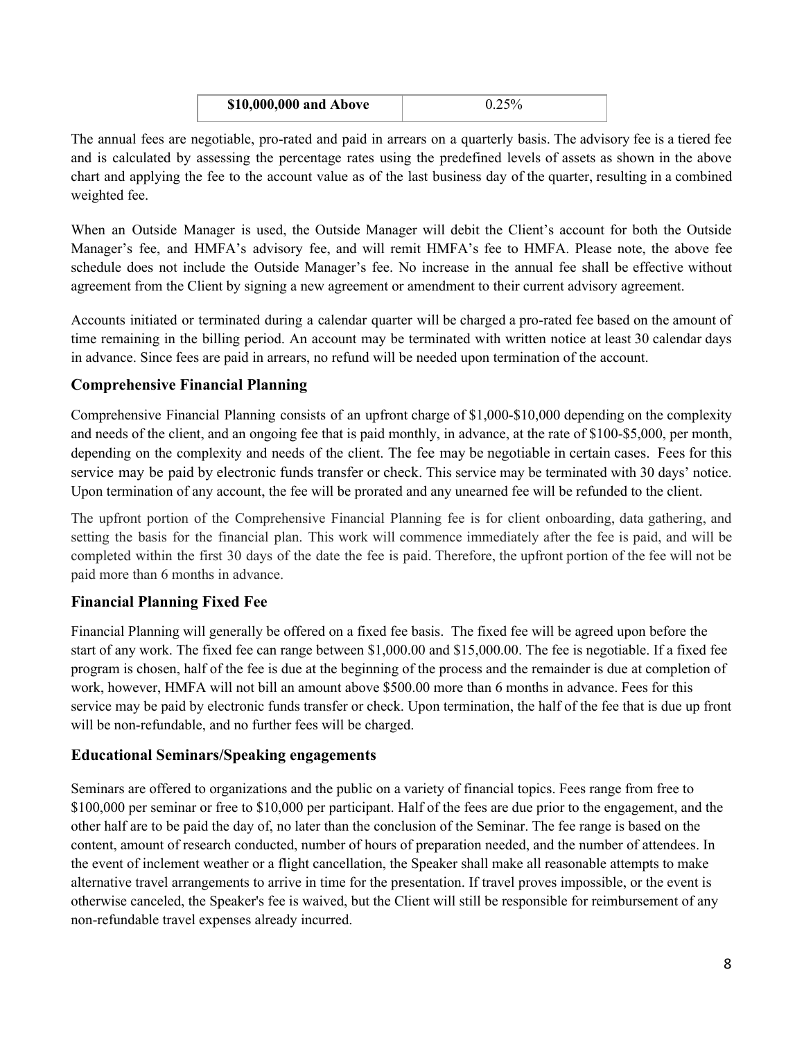| **$10,000,000 and Above** | 0.25% |
| --- | --- |

The annual fees are negotiable, pro-rated and paid in arrears on a quarterly basis. The advisory fee is a tiered fee and is calculated by assessing the percentage rates using the predefined levels of assets as shown in the above chart and applying the fee to the account value as of the last business day of the quarter, resulting in a combined weighted fee.

When an Outside Manager is used, the Outside Manager will debit the Client's account for both the Outside Manager's fee, and HMFA's advisory fee, and will remit HMFA's fee to HMFA. Please note, the above fee schedule does not include the Outside Manager's fee. No increase in the annual fee shall be effective without agreement from the Client by signing a new agreement or amendment to their current advisory agreement.

Accounts initiated or terminated during a calendar quarter will be charged a pro-rated fee based on the amount of time remaining in the billing period. An account may be terminated with written notice at least 30 calendar days in advance. Since fees are paid in arrears, no refund will be needed upon termination of the account.

### Comprehensive Financial Planning

Comprehensive Financial Planning consists of an upfront charge of $1,000-$10,000 depending on the complexity and needs of the client, and an ongoing fee that is paid monthly, in advance, at the rate of $100-$5,000, per month, depending on the complexity and needs of the client. The fee may be negotiable in certain cases. Fees for this service may be paid by electronic funds transfer or check. This service may be terminated with 30 days' notice. Upon termination of any account, the fee will be prorated and any unearned fee will be refunded to the client.

The upfront portion of the Comprehensive Financial Planning fee is for client onboarding, data gathering, and setting the basis for the financial plan. This work will commence immediately after the fee is paid, and will be completed within the first 30 days of the date the fee is paid. Therefore, the upfront portion of the fee will not be paid more than 6 months in advance.

### Financial Planning Fixed Fee

Financial Planning will generally be offered on a fixed fee basis. The fixed fee will be agreed upon before the start of any work. The fixed fee can range between $1,000.00 and $15,000.00. The fee is negotiable. If a fixed fee program is chosen, half of the fee is due at the beginning of the process and the remainder is due at completion of work, however, HMFA will not bill an amount above $500.00 more than 6 months in advance. Fees for this service may be paid by electronic funds transfer or check. Upon termination, the half of the fee that is due up front will be non-refundable, and no further fees will be charged.

### Educational Seminars/Speaking engagements

Seminars are offered to organizations and the public on a variety of financial topics. Fees range from free to $100,000 per seminar or free to $10,000 per participant. Half of the fees are due prior to the engagement, and the other half are to be paid the day of, no later than the conclusion of the Seminar. The fee range is based on the content, amount of research conducted, number of hours of preparation needed, and the number of attendees. In the event of inclement weather or a flight cancellation, the Speaker shall make all reasonable attempts to make alternative travel arrangements to arrive in time for the presentation. If travel proves impossible, or the event is otherwise canceled, the Speaker's fee is waived, but the Client will still be responsible for reimbursement of any non-refundable travel expenses already incurred.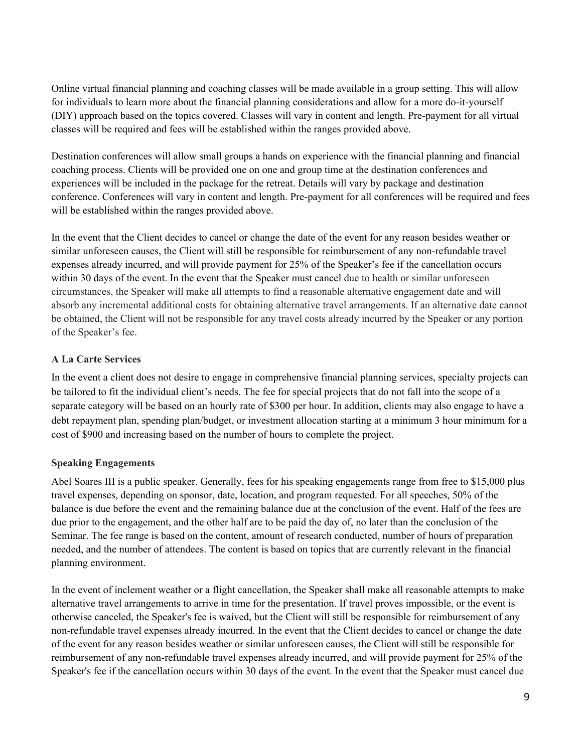Online virtual financial planning and coaching classes will be made available in a group setting. This will allow for individuals to learn more about the financial planning considerations and allow for a more do-it-yourself (DIY) approach based on the topics covered. Classes will vary in content and length. Pre-payment for all virtual classes will be required and fees will be established within the ranges provided above.

Destination conferences will allow small groups a hands on experience with the financial planning and financial coaching process. Clients will be provided one on one and group time at the destination conferences and experiences will be included in the package for the retreat. Details will vary by package and destination conference. Conferences will vary in content and length. Pre-payment for all conferences will be required and fees will be established within the ranges provided above.

In the event that the Client decides to cancel or change the date of the event for any reason besides weather or similar unforeseen causes, the Client will still be responsible for reimbursement of any non-refundable travel expenses already incurred, and will provide payment for 25% of the Speaker's fee if the cancellation occurs within 30 days of the event. In the event that the Speaker must cancel due to health or similar unforeseen circumstances, the Speaker will make all attempts to find a reasonable alternative engagement date and will absorb any incremental additional costs for obtaining alternative travel arrangements. If an alternative date cannot be obtained, the Client will not be responsible for any travel costs already incurred by the Speaker or any portion of the Speaker's fee.

### A La Carte Services

In the event a client does not desire to engage in comprehensive financial planning services, specialty projects can be tailored to fit the individual client's needs. The fee for special projects that do not fall into the scope of a separate category will be based on an hourly rate of $300 per hour. In addition, clients may also engage to have a debt repayment plan, spending plan/budget, or investment allocation starting at a minimum 3 hour minimum for a cost of $900 and increasing based on the number of hours to complete the project.

### Speaking Engagements

Abel Soares III is a public speaker. Generally, fees for his speaking engagements range from free to $15,000 plus travel expenses, depending on sponsor, date, location, and program requested. For all speeches, 50% of the balance is due before the event and the remaining balance due at the conclusion of the event. Half of the fees are due prior to the engagement, and the other half are to be paid the day of, no later than the conclusion of the Seminar. The fee range is based on the content, amount of research conducted, number of hours of preparation needed, and the number of attendees. The content is based on topics that are currently relevant in the financial planning environment.

In the event of inclement weather or a flight cancellation, the Speaker shall make all reasonable attempts to make alternative travel arrangements to arrive in time for the presentation. If travel proves impossible, or the event is otherwise canceled, the Speaker's fee is waived, but the Client will still be responsible for reimbursement of any non-refundable travel expenses already incurred. In the event that the Client decides to cancel or change the date of the event for any reason besides weather or similar unforeseen causes, the Client will still be responsible for reimbursement of any non-refundable travel expenses already incurred, and will provide payment for 25% of the Speaker's fee if the cancellation occurs within 30 days of the event. In the event that the Speaker must cancel due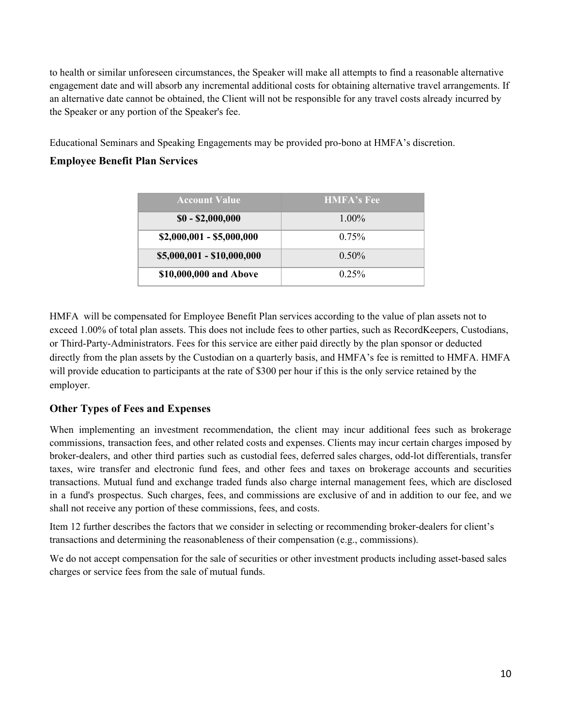to health or similar unforeseen circumstances, the Speaker will make all attempts to find a reasonable alternative engagement date and will absorb any incremental additional costs for obtaining alternative travel arrangements. If an alternative date cannot be obtained, the Client will not be responsible for any travel costs already incurred by the Speaker or any portion of the Speaker's fee.

Educational Seminars and Speaking Engagements may be provided pro-bono at HMFA's discretion.

### Employee Benefit Plan Services

| Account Value | HMFA's Fee |
|---|---|
| **$0 - $2,000,000** | 1.00% |
| **$2,000,001 - $5,000,000** | 0.75% |
| **$5,000,001 - $10,000,000** | 0.50% |
| **$10,000,000 and Above** | 0.25% |

HMFA will be compensated for Employee Benefit Plan services according to the value of plan assets not to exceed 1.00% of total plan assets. This does not include fees to other parties, such as RecordKeepers, Custodians, or Third-Party-Administrators. Fees for this service are either paid directly by the plan sponsor or deducted directly from the plan assets by the Custodian on a quarterly basis, and HMFA's fee is remitted to HMFA. HMFA will provide education to participants at the rate of $300 per hour if this is the only service retained by the employer.

### Other Types of Fees and Expenses

When implementing an investment recommendation, the client may incur additional fees such as brokerage commissions, transaction fees, and other related costs and expenses. Clients may incur certain charges imposed by broker-dealers, and other third parties such as custodial fees, deferred sales charges, odd-lot differentials, transfer taxes, wire transfer and electronic fund fees, and other fees and taxes on brokerage accounts and securities transactions. Mutual fund and exchange traded funds also charge internal management fees, which are disclosed in a fund's prospectus. Such charges, fees, and commissions are exclusive of and in addition to our fee, and we shall not receive any portion of these commissions, fees, and costs.

Item 12 further describes the factors that we consider in selecting or recommending broker-dealers for client's transactions and determining the reasonableness of their compensation (e.g., commissions).

We do not accept compensation for the sale of securities or other investment products including asset-based sales charges or service fees from the sale of mutual funds.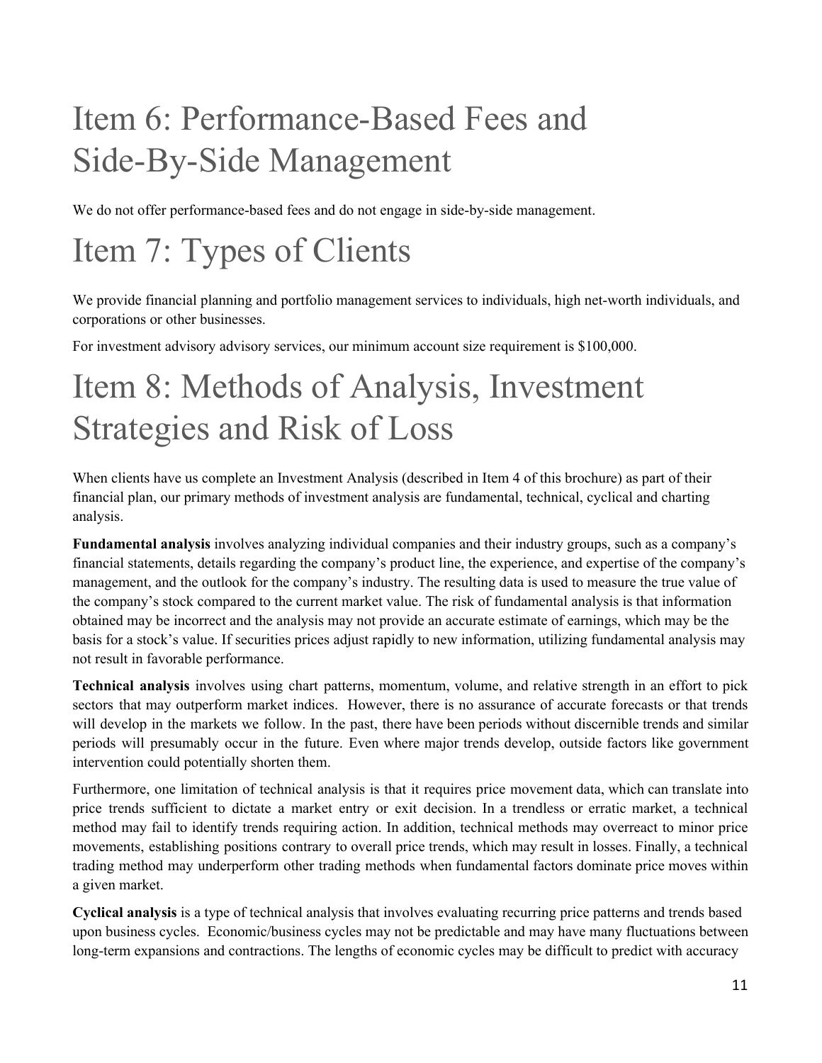# Item 6: Performance-Based Fees and Side-By-Side Management

We do not offer performance-based fees and do not engage in side-by-side management.

# Item 7: Types of Clients

We provide financial planning and portfolio management services to individuals, high net-worth individuals, and corporations or other businesses.

For investment advisory advisory services, our minimum account size requirement is $100,000.

# Item 8: Methods of Analysis, Investment Strategies and Risk of Loss

When clients have us complete an Investment Analysis (described in Item 4 of this brochure) as part of their financial plan, our primary methods of investment analysis are fundamental, technical, cyclical and charting analysis.

**Fundamental analysis** involves analyzing individual companies and their industry groups, such as a company's financial statements, details regarding the company's product line, the experience, and expertise of the company's management, and the outlook for the company's industry. The resulting data is used to measure the true value of the company's stock compared to the current market value. The risk of fundamental analysis is that information obtained may be incorrect and the analysis may not provide an accurate estimate of earnings, which may be the basis for a stock's value. If securities prices adjust rapidly to new information, utilizing fundamental analysis may not result in favorable performance.

**Technical analysis** involves using chart patterns, momentum, volume, and relative strength in an effort to pick sectors that may outperform market indices. However, there is no assurance of accurate forecasts or that trends will develop in the markets we follow. In the past, there have been periods without discernible trends and similar periods will presumably occur in the future. Even where major trends develop, outside factors like government intervention could potentially shorten them.

Furthermore, one limitation of technical analysis is that it requires price movement data, which can translate into price trends sufficient to dictate a market entry or exit decision. In a trendless or erratic market, a technical method may fail to identify trends requiring action. In addition, technical methods may overreact to minor price movements, establishing positions contrary to overall price trends, which may result in losses. Finally, a technical trading method may underperform other trading methods when fundamental factors dominate price moves within a given market.

**Cyclical analysis** is a type of technical analysis that involves evaluating recurring price patterns and trends based upon business cycles. Economic/business cycles may not be predictable and may have many fluctuations between long-term expansions and contractions. The lengths of economic cycles may be difficult to predict with accuracy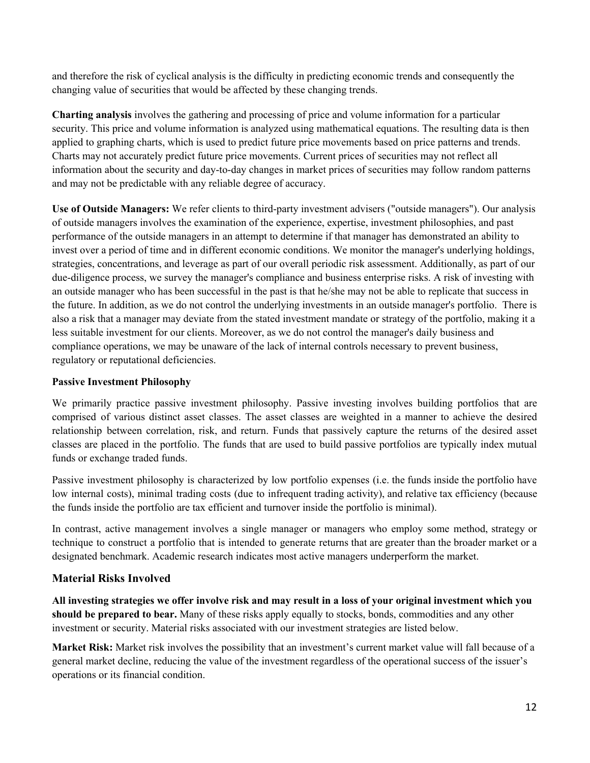and therefore the risk of cyclical analysis is the difficulty in predicting economic trends and consequently the changing value of securities that would be affected by these changing trends.

**Charting analysis** involves the gathering and processing of price and volume information for a particular security. This price and volume information is analyzed using mathematical equations. The resulting data is then applied to graphing charts, which is used to predict future price movements based on price patterns and trends. Charts may not accurately predict future price movements. Current prices of securities may not reflect all information about the security and day-to-day changes in market prices of securities may follow random patterns and may not be predictable with any reliable degree of accuracy.

**Use of Outside Managers:** We refer clients to third-party investment advisers ("outside managers"). Our analysis of outside managers involves the examination of the experience, expertise, investment philosophies, and past performance of the outside managers in an attempt to determine if that manager has demonstrated an ability to invest over a period of time and in different economic conditions. We monitor the manager's underlying holdings, strategies, concentrations, and leverage as part of our overall periodic risk assessment. Additionally, as part of our due-diligence process, we survey the manager's compliance and business enterprise risks. A risk of investing with an outside manager who has been successful in the past is that he/she may not be able to replicate that success in the future. In addition, as we do not control the underlying investments in an outside manager's portfolio. There is also a risk that a manager may deviate from the stated investment mandate or strategy of the portfolio, making it a less suitable investment for our clients. Moreover, as we do not control the manager's daily business and compliance operations, we may be unaware of the lack of internal controls necessary to prevent business, regulatory or reputational deficiencies.

**Passive Investment Philosophy**

We primarily practice passive investment philosophy. Passive investing involves building portfolios that are comprised of various distinct asset classes. The asset classes are weighted in a manner to achieve the desired relationship between correlation, risk, and return. Funds that passively capture the returns of the desired asset classes are placed in the portfolio. The funds that are used to build passive portfolios are typically index mutual funds or exchange traded funds.

Passive investment philosophy is characterized by low portfolio expenses (i.e. the funds inside the portfolio have low internal costs), minimal trading costs (due to infrequent trading activity), and relative tax efficiency (because the funds inside the portfolio are tax efficient and turnover inside the portfolio is minimal).

In contrast, active management involves a single manager or managers who employ some method, strategy or technique to construct a portfolio that is intended to generate returns that are greater than the broader market or a designated benchmark. Academic research indicates most active managers underperform the market.

## Material Risks Involved

**All investing strategies we offer involve risk and may result in a loss of your original investment which you should be prepared to bear.** Many of these risks apply equally to stocks, bonds, commodities and any other investment or security. Material risks associated with our investment strategies are listed below.

**Market Risk:** Market risk involves the possibility that an investment's current market value will fall because of a general market decline, reducing the value of the investment regardless of the operational success of the issuer's operations or its financial condition.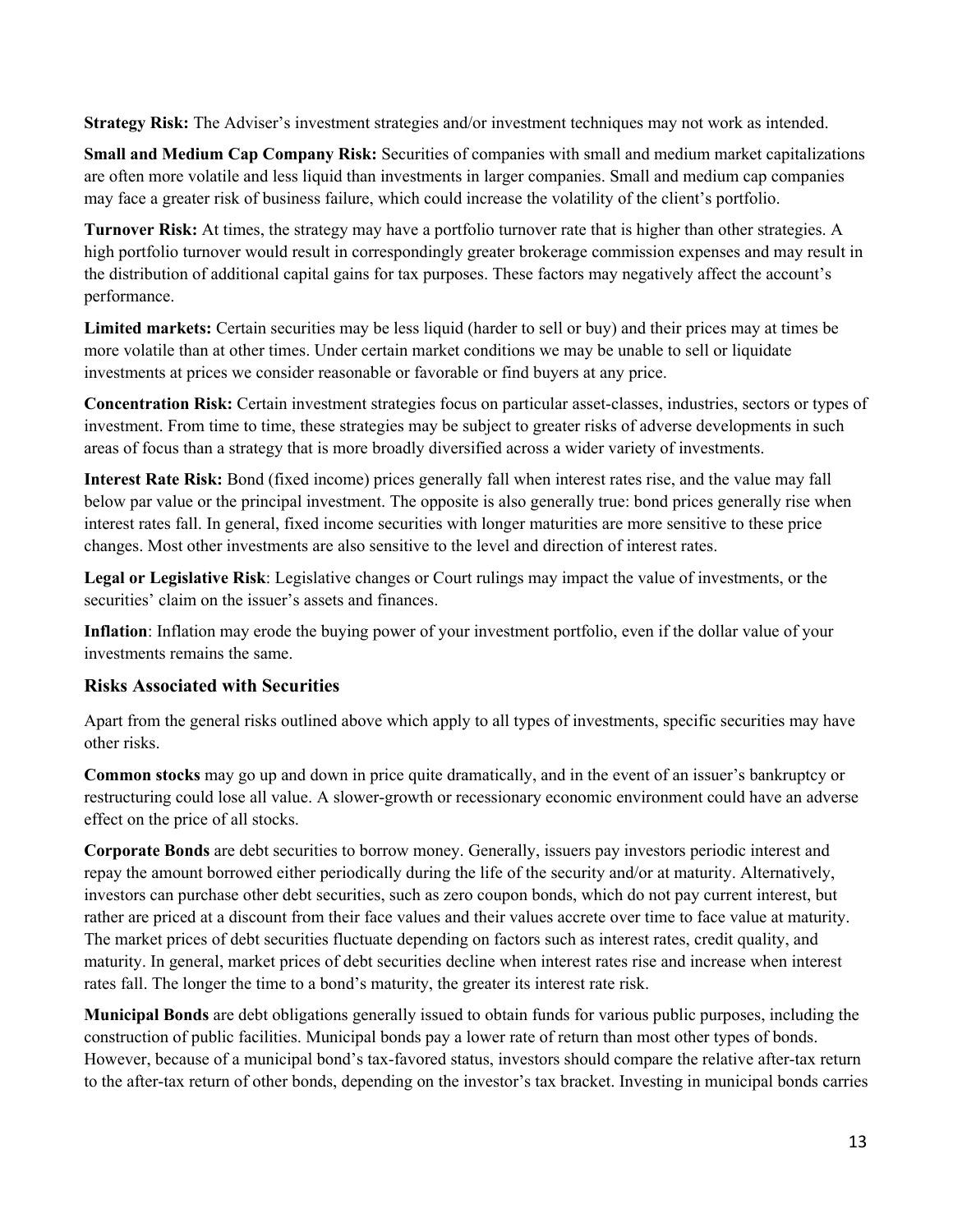**Strategy Risk:** The Adviser's investment strategies and/or investment techniques may not work as intended.

**Small and Medium Cap Company Risk:** Securities of companies with small and medium market capitalizations are often more volatile and less liquid than investments in larger companies. Small and medium cap companies may face a greater risk of business failure, which could increase the volatility of the client's portfolio.

**Turnover Risk:** At times, the strategy may have a portfolio turnover rate that is higher than other strategies. A high portfolio turnover would result in correspondingly greater brokerage commission expenses and may result in the distribution of additional capital gains for tax purposes. These factors may negatively affect the account's performance.

**Limited markets:** Certain securities may be less liquid (harder to sell or buy) and their prices may at times be more volatile than at other times. Under certain market conditions we may be unable to sell or liquidate investments at prices we consider reasonable or favorable or find buyers at any price.

**Concentration Risk:** Certain investment strategies focus on particular asset-classes, industries, sectors or types of investment. From time to time, these strategies may be subject to greater risks of adverse developments in such areas of focus than a strategy that is more broadly diversified across a wider variety of investments.

**Interest Rate Risk:** Bond (fixed income) prices generally fall when interest rates rise, and the value may fall below par value or the principal investment. The opposite is also generally true: bond prices generally rise when interest rates fall. In general, fixed income securities with longer maturities are more sensitive to these price changes. Most other investments are also sensitive to the level and direction of interest rates.

**Legal or Legislative Risk**: Legislative changes or Court rulings may impact the value of investments, or the securities' claim on the issuer's assets and finances.

**Inflation**: Inflation may erode the buying power of your investment portfolio, even if the dollar value of your investments remains the same.

### Risks Associated with Securities

Apart from the general risks outlined above which apply to all types of investments, specific securities may have other risks.

**Common stocks** may go up and down in price quite dramatically, and in the event of an issuer's bankruptcy or restructuring could lose all value. A slower-growth or recessionary economic environment could have an adverse effect on the price of all stocks.

**Corporate Bonds** are debt securities to borrow money. Generally, issuers pay investors periodic interest and repay the amount borrowed either periodically during the life of the security and/or at maturity. Alternatively, investors can purchase other debt securities, such as zero coupon bonds, which do not pay current interest, but rather are priced at a discount from their face values and their values accrete over time to face value at maturity. The market prices of debt securities fluctuate depending on factors such as interest rates, credit quality, and maturity. In general, market prices of debt securities decline when interest rates rise and increase when interest rates fall. The longer the time to a bond's maturity, the greater its interest rate risk.

**Municipal Bonds** are debt obligations generally issued to obtain funds for various public purposes, including the construction of public facilities. Municipal bonds pay a lower rate of return than most other types of bonds. However, because of a municipal bond's tax-favored status, investors should compare the relative after-tax return to the after-tax return of other bonds, depending on the investor's tax bracket. Investing in municipal bonds carries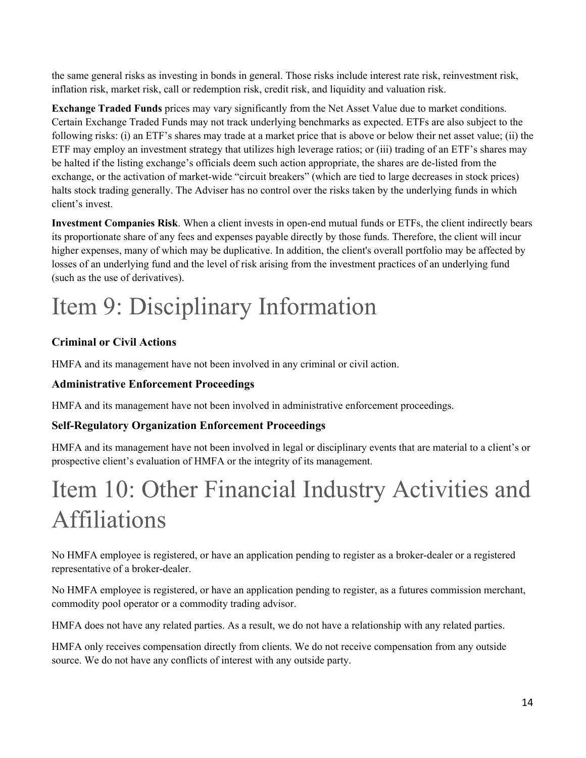the same general risks as investing in bonds in general. Those risks include interest rate risk, reinvestment risk, inflation risk, market risk, call or redemption risk, credit risk, and liquidity and valuation risk.

**Exchange Traded Funds** prices may vary significantly from the Net Asset Value due to market conditions. Certain Exchange Traded Funds may not track underlying benchmarks as expected. ETFs are also subject to the following risks: (i) an ETF's shares may trade at a market price that is above or below their net asset value; (ii) the ETF may employ an investment strategy that utilizes high leverage ratios; or (iii) trading of an ETF's shares may be halted if the listing exchange's officials deem such action appropriate, the shares are de-listed from the exchange, or the activation of market-wide "circuit breakers" (which are tied to large decreases in stock prices) halts stock trading generally. The Adviser has no control over the risks taken by the underlying funds in which client's invest.

**Investment Companies Risk**. When a client invests in open-end mutual funds or ETFs, the client indirectly bears its proportionate share of any fees and expenses payable directly by those funds. Therefore, the client will incur higher expenses, many of which may be duplicative. In addition, the client's overall portfolio may be affected by losses of an underlying fund and the level of risk arising from the investment practices of an underlying fund (such as the use of derivatives).

# Item 9: Disciplinary Information

### Criminal or Civil Actions

HMFA and its management have not been involved in any criminal or civil action.

### Administrative Enforcement Proceedings

HMFA and its management have not been involved in administrative enforcement proceedings.

### Self-Regulatory Organization Enforcement Proceedings

HMFA and its management have not been involved in legal or disciplinary events that are material to a client's or prospective client's evaluation of HMFA or the integrity of its management.

# Item 10: Other Financial Industry Activities and Affiliations

No HMFA employee is registered, or have an application pending to register as a broker-dealer or a registered representative of a broker-dealer.

No HMFA employee is registered, or have an application pending to register, as a futures commission merchant, commodity pool operator or a commodity trading advisor.

HMFA does not have any related parties. As a result, we do not have a relationship with any related parties.

HMFA only receives compensation directly from clients. We do not receive compensation from any outside source. We do not have any conflicts of interest with any outside party.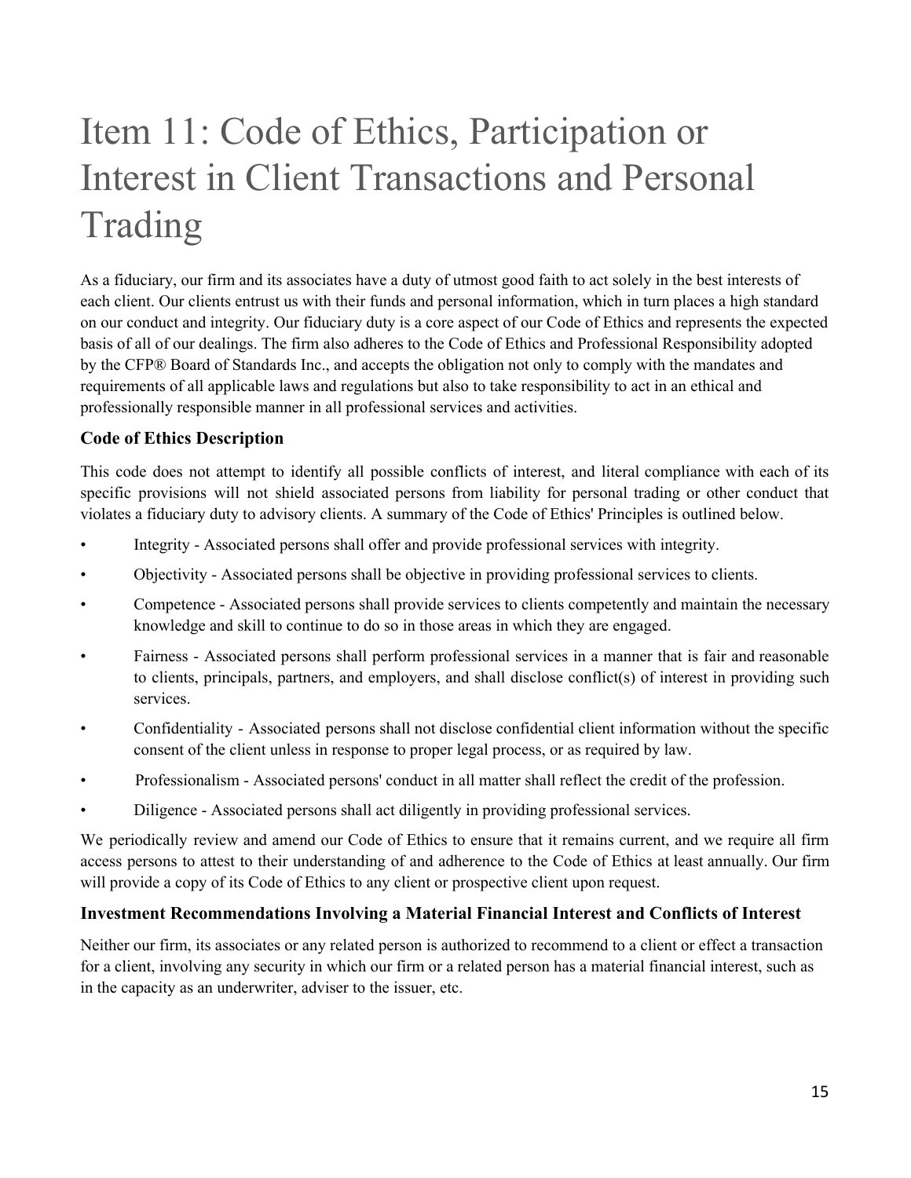# Item 11: Code of Ethics, Participation or Interest in Client Transactions and Personal Trading

As a fiduciary, our firm and its associates have a duty of utmost good faith to act solely in the best interests of each client. Our clients entrust us with their funds and personal information, which in turn places a high standard on our conduct and integrity. Our fiduciary duty is a core aspect of our Code of Ethics and represents the expected basis of all of our dealings. The firm also adheres to the Code of Ethics and Professional Responsibility adopted by the CFP® Board of Standards Inc., and accepts the obligation not only to comply with the mandates and requirements of all applicable laws and regulations but also to take responsibility to act in an ethical and professionally responsible manner in all professional services and activities.

### Code of Ethics Description

This code does not attempt to identify all possible conflicts of interest, and literal compliance with each of its specific provisions will not shield associated persons from liability for personal trading or other conduct that violates a fiduciary duty to advisory clients. A summary of the Code of Ethics' Principles is outlined below.

- Integrity - Associated persons shall offer and provide professional services with integrity.
- Objectivity - Associated persons shall be objective in providing professional services to clients.
- Competence - Associated persons shall provide services to clients competently and maintain the necessary knowledge and skill to continue to do so in those areas in which they are engaged.
- Fairness - Associated persons shall perform professional services in a manner that is fair and reasonable to clients, principals, partners, and employers, and shall disclose conflict(s) of interest in providing such services.
- Confidentiality - Associated persons shall not disclose confidential client information without the specific consent of the client unless in response to proper legal process, or as required by law.
- Professionalism - Associated persons' conduct in all matter shall reflect the credit of the profession.
- Diligence - Associated persons shall act diligently in providing professional services.

We periodically review and amend our Code of Ethics to ensure that it remains current, and we require all firm access persons to attest to their understanding of and adherence to the Code of Ethics at least annually. Our firm will provide a copy of its Code of Ethics to any client or prospective client upon request.

### Investment Recommendations Involving a Material Financial Interest and Conflicts of Interest

Neither our firm, its associates or any related person is authorized to recommend to a client or effect a transaction for a client, involving any security in which our firm or a related person has a material financial interest, such as in the capacity as an underwriter, adviser to the issuer, etc.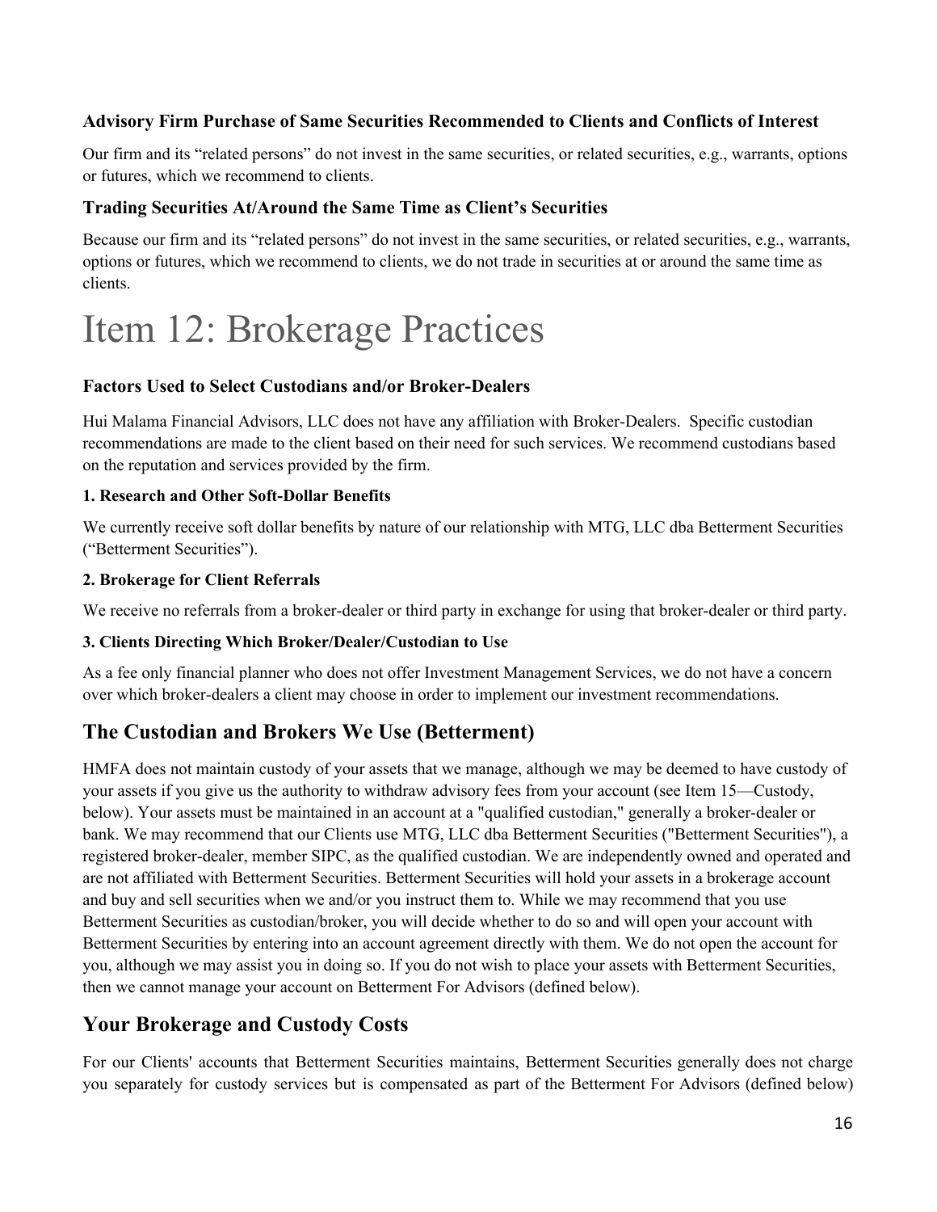### Advisory Firm Purchase of Same Securities Recommended to Clients and Conflicts of Interest

Our firm and its “related persons” do not invest in the same securities, or related securities, e.g., warrants, options or futures, which we recommend to clients.

### Trading Securities At/Around the Same Time as Client’s Securities

Because our firm and its “related persons” do not invest in the same securities, or related securities, e.g., warrants, options or futures, which we recommend to clients, we do not trade in securities at or around the same time as clients.

# Item 12: Brokerage Practices

### Factors Used to Select Custodians and/or Broker-Dealers

Hui Malama Financial Advisors, LLC does not have any affiliation with Broker-Dealers. Specific custodian recommendations are made to the client based on their need for such services. We recommend custodians based on the reputation and services provided by the firm.

#### 1. Research and Other Soft-Dollar Benefits

We currently receive soft dollar benefits by nature of our relationship with MTG, LLC dba Betterment Securities (“Betterment Securities”).

#### 2. Brokerage for Client Referrals

We receive no referrals from a broker-dealer or third party in exchange for using that broker-dealer or third party.

#### 3. Clients Directing Which Broker/Dealer/Custodian to Use

As a fee only financial planner who does not offer Investment Management Services, we do not have a concern over which broker-dealers a client may choose in order to implement our investment recommendations.

## The Custodian and Brokers We Use (Betterment)

HMFA does not maintain custody of your assets that we manage, although we may be deemed to have custody of your assets if you give us the authority to withdraw advisory fees from your account (see Item 15—Custody, below). Your assets must be maintained in an account at a "qualified custodian," generally a broker-dealer or bank. We may recommend that our Clients use MTG, LLC dba Betterment Securities ("Betterment Securities"), a registered broker-dealer, member SIPC, as the qualified custodian. We are independently owned and operated and are not affiliated with Betterment Securities. Betterment Securities will hold your assets in a brokerage account and buy and sell securities when we and/or you instruct them to. While we may recommend that you use Betterment Securities as custodian/broker, you will decide whether to do so and will open your account with Betterment Securities by entering into an account agreement directly with them. We do not open the account for you, although we may assist you in doing so. If you do not wish to place your assets with Betterment Securities, then we cannot manage your account on Betterment For Advisors (defined below).

## Your Brokerage and Custody Costs

For our Clients' accounts that Betterment Securities maintains, Betterment Securities generally does not charge you separately for custody services but is compensated as part of the Betterment For Advisors (defined below)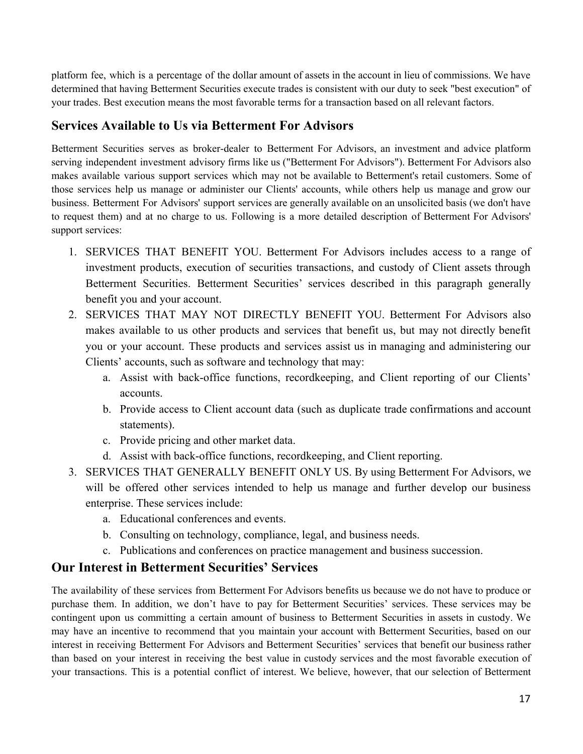platform fee, which is a percentage of the dollar amount of assets in the account in lieu of commissions. We have determined that having Betterment Securities execute trades is consistent with our duty to seek "best execution" of your trades. Best execution means the most favorable terms for a transaction based on all relevant factors.

## Services Available to Us via Betterment For Advisors

Betterment Securities serves as broker-dealer to Betterment For Advisors, an investment and advice platform serving independent investment advisory firms like us ("Betterment For Advisors"). Betterment For Advisors also makes available various support services which may not be available to Betterment's retail customers. Some of those services help us manage or administer our Clients' accounts, while others help us manage and grow our business. Betterment For Advisors' support services are generally available on an unsolicited basis (we don't have to request them) and at no charge to us. Following is a more detailed description of Betterment For Advisors' support services:

1. SERVICES THAT BENEFIT YOU. Betterment For Advisors includes access to a range of investment products, execution of securities transactions, and custody of Client assets through Betterment Securities. Betterment Securities' services described in this paragraph generally benefit you and your account.
2. SERVICES THAT MAY NOT DIRECTLY BENEFIT YOU. Betterment For Advisors also makes available to us other products and services that benefit us, but may not directly benefit you or your account. These products and services assist us in managing and administering our Clients' accounts, such as software and technology that may:
   a. Assist with back-office functions, recordkeeping, and Client reporting of our Clients' accounts.
   b. Provide access to Client account data (such as duplicate trade confirmations and account statements).
   c. Provide pricing and other market data.
   d. Assist with back-office functions, recordkeeping, and Client reporting.
3. SERVICES THAT GENERALLY BENEFIT ONLY US. By using Betterment For Advisors, we will be offered other services intended to help us manage and further develop our business enterprise. These services include:
   a. Educational conferences and events.
   b. Consulting on technology, compliance, legal, and business needs.
   c. Publications and conferences on practice management and business succession.

## Our Interest in Betterment Securities' Services

The availability of these services from Betterment For Advisors benefits us because we do not have to produce or purchase them. In addition, we don't have to pay for Betterment Securities' services. These services may be contingent upon us committing a certain amount of business to Betterment Securities in assets in custody. We may have an incentive to recommend that you maintain your account with Betterment Securities, based on our interest in receiving Betterment For Advisors and Betterment Securities' services that benefit our business rather than based on your interest in receiving the best value in custody services and the most favorable execution of your transactions. This is a potential conflict of interest. We believe, however, that our selection of Betterment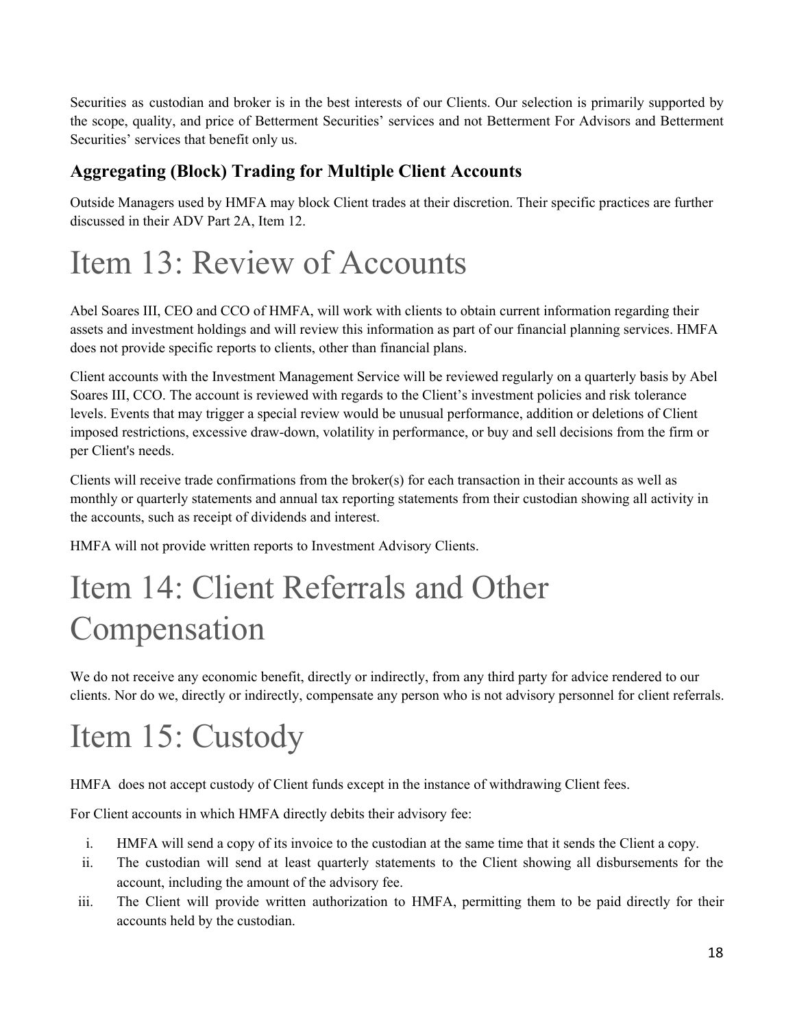Securities as custodian and broker is in the best interests of our Clients. Our selection is primarily supported by the scope, quality, and price of Betterment Securities' services and not Betterment For Advisors and Betterment Securities' services that benefit only us.

### Aggregating (Block) Trading for Multiple Client Accounts

Outside Managers used by HMFA may block Client trades at their discretion. Their specific practices are further discussed in their ADV Part 2A, Item 12.

# Item 13: Review of Accounts

Abel Soares III, CEO and CCO of HMFA, will work with clients to obtain current information regarding their assets and investment holdings and will review this information as part of our financial planning services. HMFA does not provide specific reports to clients, other than financial plans.

Client accounts with the Investment Management Service will be reviewed regularly on a quarterly basis by Abel Soares III, CCO. The account is reviewed with regards to the Client's investment policies and risk tolerance levels. Events that may trigger a special review would be unusual performance, addition or deletions of Client imposed restrictions, excessive draw-down, volatility in performance, or buy and sell decisions from the firm or per Client's needs.

Clients will receive trade confirmations from the broker(s) for each transaction in their accounts as well as monthly or quarterly statements and annual tax reporting statements from their custodian showing all activity in the accounts, such as receipt of dividends and interest.

HMFA will not provide written reports to Investment Advisory Clients.

# Item 14: Client Referrals and Other Compensation

We do not receive any economic benefit, directly or indirectly, from any third party for advice rendered to our clients. Nor do we, directly or indirectly, compensate any person who is not advisory personnel for client referrals.

# Item 15: Custody

HMFA does not accept custody of Client funds except in the instance of withdrawing Client fees.

For Client accounts in which HMFA directly debits their advisory fee:

i. HMFA will send a copy of its invoice to the custodian at the same time that it sends the Client a copy.
ii. The custodian will send at least quarterly statements to the Client showing all disbursements for the account, including the amount of the advisory fee.
iii. The Client will provide written authorization to HMFA, permitting them to be paid directly for their accounts held by the custodian.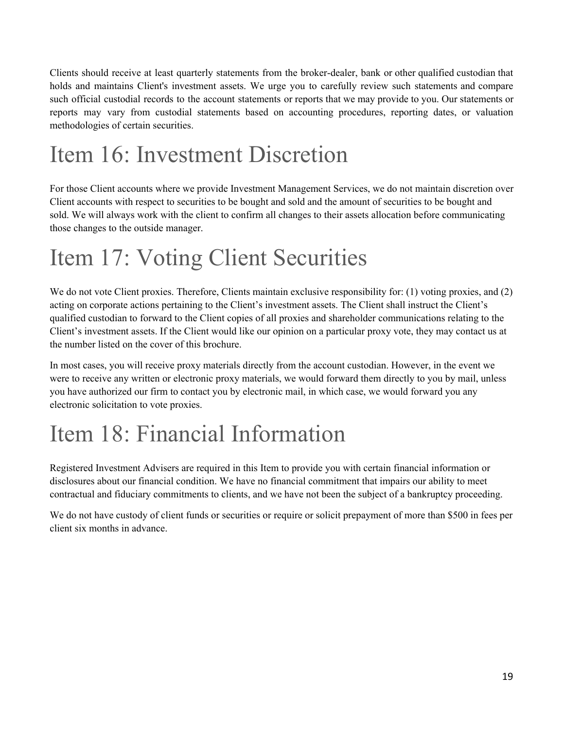Clients should receive at least quarterly statements from the broker-dealer, bank or other qualified custodian that holds and maintains Client's investment assets. We urge you to carefully review such statements and compare such official custodial records to the account statements or reports that we may provide to you. Our statements or reports may vary from custodial statements based on accounting procedures, reporting dates, or valuation methodologies of certain securities.

# Item 16: Investment Discretion

For those Client accounts where we provide Investment Management Services, we do not maintain discretion over Client accounts with respect to securities to be bought and sold and the amount of securities to be bought and sold. We will always work with the client to confirm all changes to their assets allocation before communicating those changes to the outside manager.

# Item 17: Voting Client Securities

We do not vote Client proxies. Therefore, Clients maintain exclusive responsibility for: (1) voting proxies, and (2) acting on corporate actions pertaining to the Client's investment assets. The Client shall instruct the Client's qualified custodian to forward to the Client copies of all proxies and shareholder communications relating to the Client's investment assets. If the Client would like our opinion on a particular proxy vote, they may contact us at the number listed on the cover of this brochure.

In most cases, you will receive proxy materials directly from the account custodian. However, in the event we were to receive any written or electronic proxy materials, we would forward them directly to you by mail, unless you have authorized our firm to contact you by electronic mail, in which case, we would forward you any electronic solicitation to vote proxies.

# Item 18: Financial Information

Registered Investment Advisers are required in this Item to provide you with certain financial information or disclosures about our financial condition. We have no financial commitment that impairs our ability to meet contractual and fiduciary commitments to clients, and we have not been the subject of a bankruptcy proceeding.

We do not have custody of client funds or securities or require or solicit prepayment of more than $500 in fees per client six months in advance.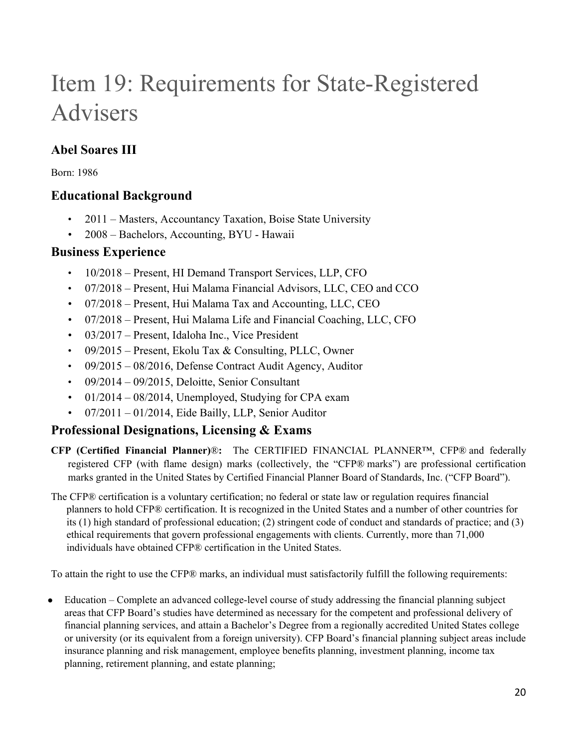# Item 19: Requirements for State-Registered Advisers

## Abel Soares III

Born: 1986

### Educational Background

- 2011 – Masters, Accountancy Taxation, Boise State University
- 2008 – Bachelors, Accounting, BYU - Hawaii

### Business Experience

- 10/2018 – Present, HI Demand Transport Services, LLP, CFO
- 07/2018 – Present, Hui Malama Financial Advisors, LLC, CEO and CCO
- 07/2018 – Present, Hui Malama Tax and Accounting, LLC, CEO
- 07/2018 – Present, Hui Malama Life and Financial Coaching, LLC, CFO
- 03/2017 – Present, Idaloha Inc., Vice President
- 09/2015 – Present, Ekolu Tax & Consulting, PLLC, Owner
- 09/2015 – 08/2016, Defense Contract Audit Agency, Auditor
- 09/2014 – 09/2015, Deloitte, Senior Consultant
- 01/2014 – 08/2014, Unemployed, Studying for CPA exam
- 07/2011 – 01/2014, Eide Bailly, LLP, Senior Auditor

### Professional Designations, Licensing & Exams

**CFP (Certified Financial Planner)®:** The CERTIFIED FINANCIAL PLANNER™, CFP® and federally registered CFP (with flame design) marks (collectively, the "CFP® marks") are professional certification marks granted in the United States by Certified Financial Planner Board of Standards, Inc. ("CFP Board").

The CFP® certification is a voluntary certification; no federal or state law or regulation requires financial planners to hold CFP® certification. It is recognized in the United States and a number of other countries for its (1) high standard of professional education; (2) stringent code of conduct and standards of practice; and (3) ethical requirements that govern professional engagements with clients. Currently, more than 71,000 individuals have obtained CFP® certification in the United States.

To attain the right to use the CFP® marks, an individual must satisfactorily fulfill the following requirements:

- Education – Complete an advanced college-level course of study addressing the financial planning subject areas that CFP Board's studies have determined as necessary for the competent and professional delivery of financial planning services, and attain a Bachelor's Degree from a regionally accredited United States college or university (or its equivalent from a foreign university). CFP Board's financial planning subject areas include insurance planning and risk management, employee benefits planning, investment planning, income tax planning, retirement planning, and estate planning;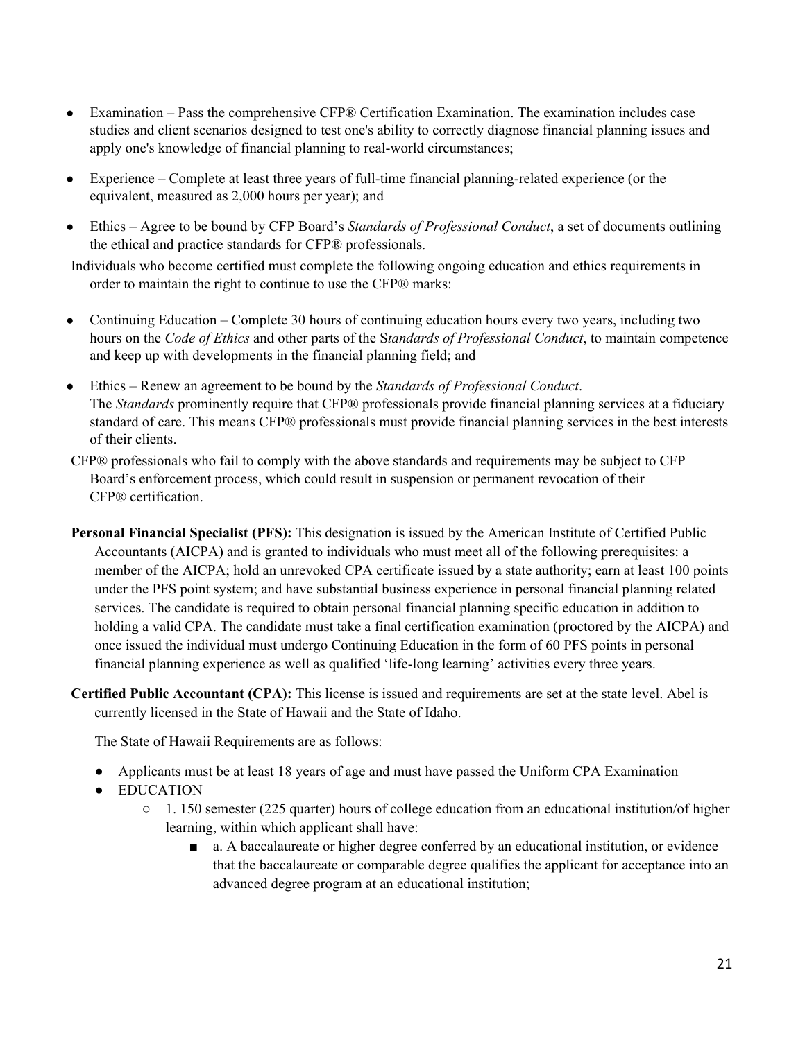- Examination – Pass the comprehensive CFP® Certification Examination. The examination includes case studies and client scenarios designed to test one's ability to correctly diagnose financial planning issues and apply one's knowledge of financial planning to real-world circumstances;
- Experience – Complete at least three years of full-time financial planning-related experience (or the equivalent, measured as 2,000 hours per year); and
- Ethics – Agree to be bound by CFP Board's *Standards of Professional Conduct*, a set of documents outlining the ethical and practice standards for CFP® professionals.

Individuals who become certified must complete the following ongoing education and ethics requirements in order to maintain the right to continue to use the CFP® marks:

- Continuing Education – Complete 30 hours of continuing education hours every two years, including two hours on the *Code of Ethics* and other parts of the S*tandards of Professional Conduct*, to maintain competence and keep up with developments in the financial planning field; and
- Ethics – Renew an agreement to be bound by the *Standards of Professional Conduct*. The *Standards* prominently require that CFP® professionals provide financial planning services at a fiduciary standard of care. This means CFP® professionals must provide financial planning services in the best interests of their clients.

CFP® professionals who fail to comply with the above standards and requirements may be subject to CFP Board's enforcement process, which could result in suspension or permanent revocation of their CFP® certification.

**Personal Financial Specialist (PFS):** This designation is issued by the American Institute of Certified Public Accountants (AICPA) and is granted to individuals who must meet all of the following prerequisites: a member of the AICPA; hold an unrevoked CPA certificate issued by a state authority; earn at least 100 points under the PFS point system; and have substantial business experience in personal financial planning related services. The candidate is required to obtain personal financial planning specific education in addition to holding a valid CPA. The candidate must take a final certification examination (proctored by the AICPA) and once issued the individual must undergo Continuing Education in the form of 60 PFS points in personal financial planning experience as well as qualified 'life-long learning' activities every three years.

**Certified Public Accountant (CPA):** This license is issued and requirements are set at the state level. Abel is currently licensed in the State of Hawaii and the State of Idaho.

The State of Hawaii Requirements are as follows:

- Applicants must be at least 18 years of age and must have passed the Uniform CPA Examination
- EDUCATION
  - 1. 150 semester (225 quarter) hours of college education from an educational institution/of higher learning, within which applicant shall have:
    - a. A baccalaureate or higher degree conferred by an educational institution, or evidence that the baccalaureate or comparable degree qualifies the applicant for acceptance into an advanced degree program at an educational institution;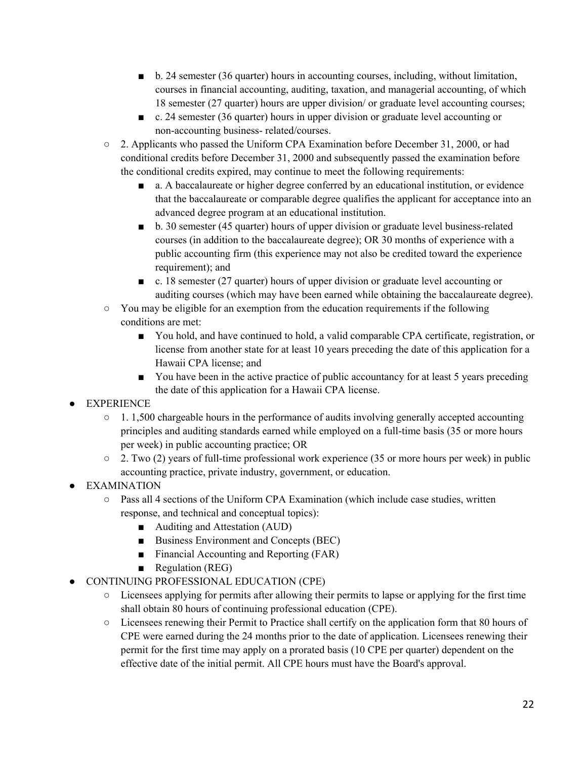- b. 24 semester (36 quarter) hours in accounting courses, including, without limitation, courses in financial accounting, auditing, taxation, and managerial accounting, of which 18 semester (27 quarter) hours are upper division/ or graduate level accounting courses;
        - c. 24 semester (36 quarter) hours in upper division or graduate level accounting or non-accounting business- related/courses.
    - 2. Applicants who passed the Uniform CPA Examination before December 31, 2000, or had conditional credits before December 31, 2000 and subsequently passed the examination before the conditional credits expired, may continue to meet the following requirements:
        - a. A baccalaureate or higher degree conferred by an educational institution, or evidence that the baccalaureate or comparable degree qualifies the applicant for acceptance into an advanced degree program at an educational institution.
        - b. 30 semester (45 quarter) hours of upper division or graduate level business-related courses (in addition to the baccalaureate degree); OR 30 months of experience with a public accounting firm (this experience may not also be credited toward the experience requirement); and
        - c. 18 semester (27 quarter) hours of upper division or graduate level accounting or auditing courses (which may have been earned while obtaining the baccalaureate degree).
    - You may be eligible for an exemption from the education requirements if the following conditions are met:
        - You hold, and have continued to hold, a valid comparable CPA certificate, registration, or license from another state for at least 10 years preceding the date of this application for a Hawaii CPA license; and
        - You have been in the active practice of public accountancy for at least 5 years preceding the date of this application for a Hawaii CPA license.
- EXPERIENCE
    - 1. 1,500 chargeable hours in the performance of audits involving generally accepted accounting principles and auditing standards earned while employed on a full-time basis (35 or more hours per week) in public accounting practice; OR
    - 2. Two (2) years of full-time professional work experience (35 or more hours per week) in public accounting practice, private industry, government, or education.
- EXAMINATION
    - Pass all 4 sections of the Uniform CPA Examination (which include case studies, written response, and technical and conceptual topics):
        - Auditing and Attestation (AUD)
        - Business Environment and Concepts (BEC)
        - Financial Accounting and Reporting (FAR)
        - Regulation (REG)
- CONTINUING PROFESSIONAL EDUCATION (CPE)
    - Licensees applying for permits after allowing their permits to lapse or applying for the first time shall obtain 80 hours of continuing professional education (CPE).
    - Licensees renewing their Permit to Practice shall certify on the application form that 80 hours of CPE were earned during the 24 months prior to the date of application. Licensees renewing their permit for the first time may apply on a prorated basis (10 CPE per quarter) dependent on the effective date of the initial permit. All CPE hours must have the Board's approval.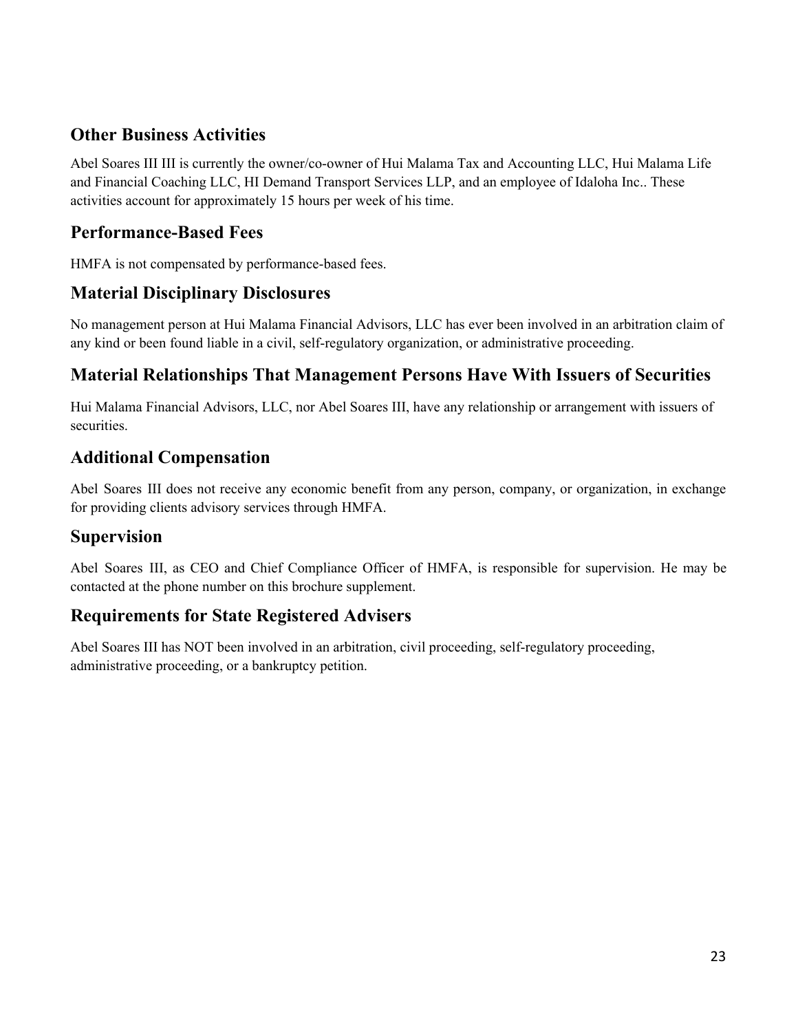## Other Business Activities

Abel Soares III III is currently the owner/co-owner of Hui Malama Tax and Accounting LLC, Hui Malama Life and Financial Coaching LLC, HI Demand Transport Services LLP, and an employee of Idaloha Inc.. These activities account for approximately 15 hours per week of his time.

## Performance-Based Fees

HMFA is not compensated by performance-based fees.

## Material Disciplinary Disclosures

No management person at Hui Malama Financial Advisors, LLC has ever been involved in an arbitration claim of any kind or been found liable in a civil, self-regulatory organization, or administrative proceeding.

## Material Relationships That Management Persons Have With Issuers of Securities

Hui Malama Financial Advisors, LLC, nor Abel Soares III, have any relationship or arrangement with issuers of securities.

## Additional Compensation

Abel Soares III does not receive any economic benefit from any person, company, or organization, in exchange for providing clients advisory services through HMFA.

## Supervision

Abel Soares III, as CEO and Chief Compliance Officer of HMFA, is responsible for supervision. He may be contacted at the phone number on this brochure supplement.

## Requirements for State Registered Advisers

Abel Soares III has NOT been involved in an arbitration, civil proceeding, self-regulatory proceeding, administrative proceeding, or a bankruptcy petition.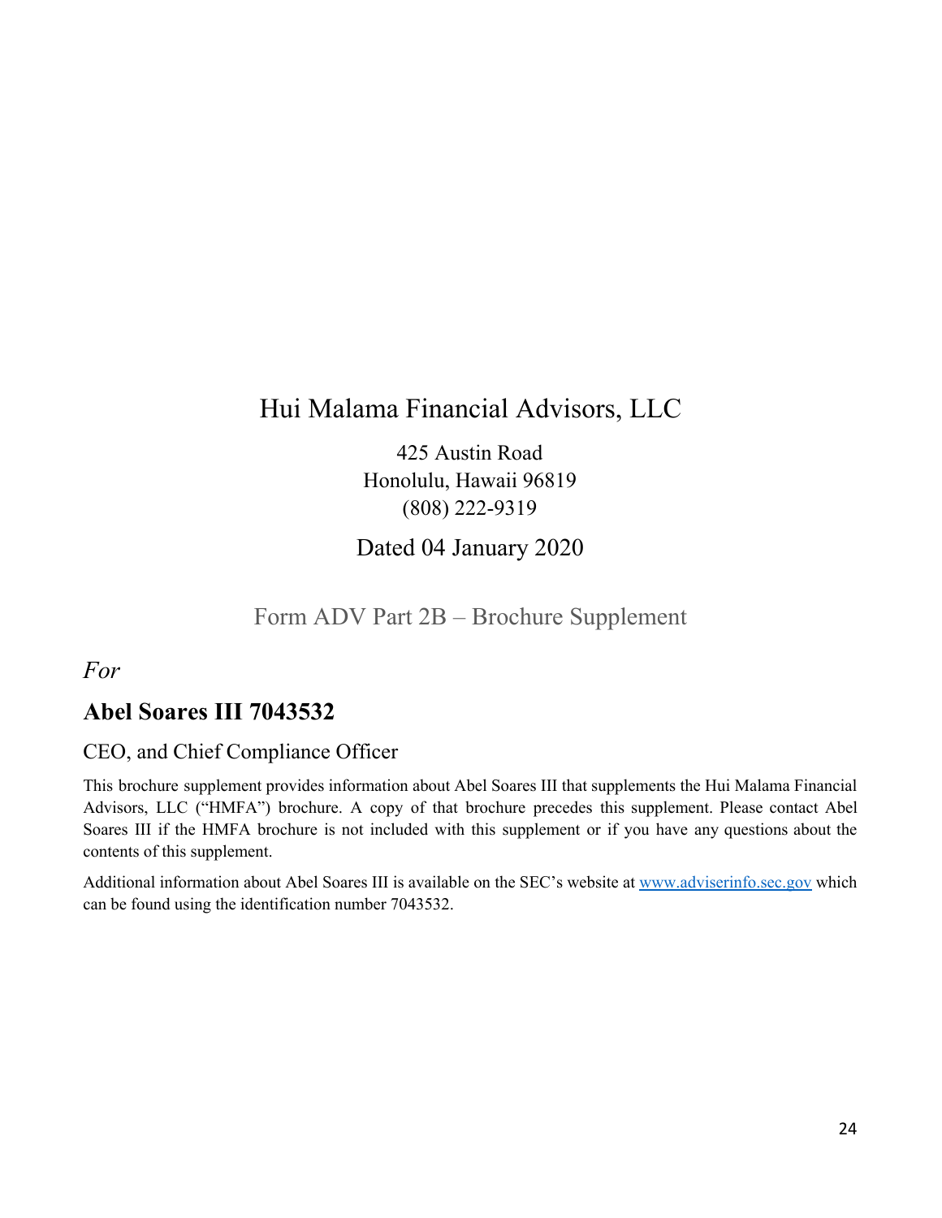# Hui Malama Financial Advisors, LLC

425 Austin Road
Honolulu, Hawaii 96819
(808) 222-9319

Dated 04 January 2020

Form ADV Part 2B – Brochure Supplement

*For*

## Abel Soares III 7043532

CEO, and Chief Compliance Officer

This brochure supplement provides information about Abel Soares III that supplements the Hui Malama Financial Advisors, LLC ("HMFA") brochure. A copy of that brochure precedes this supplement. Please contact Abel Soares III if the HMFA brochure is not included with this supplement or if you have any questions about the contents of this supplement.

Additional information about Abel Soares III is available on the SEC's website at [www.adviserinfo.sec.gov](http://www.adviserinfo.sec.gov) which can be found using the identification number 7043532.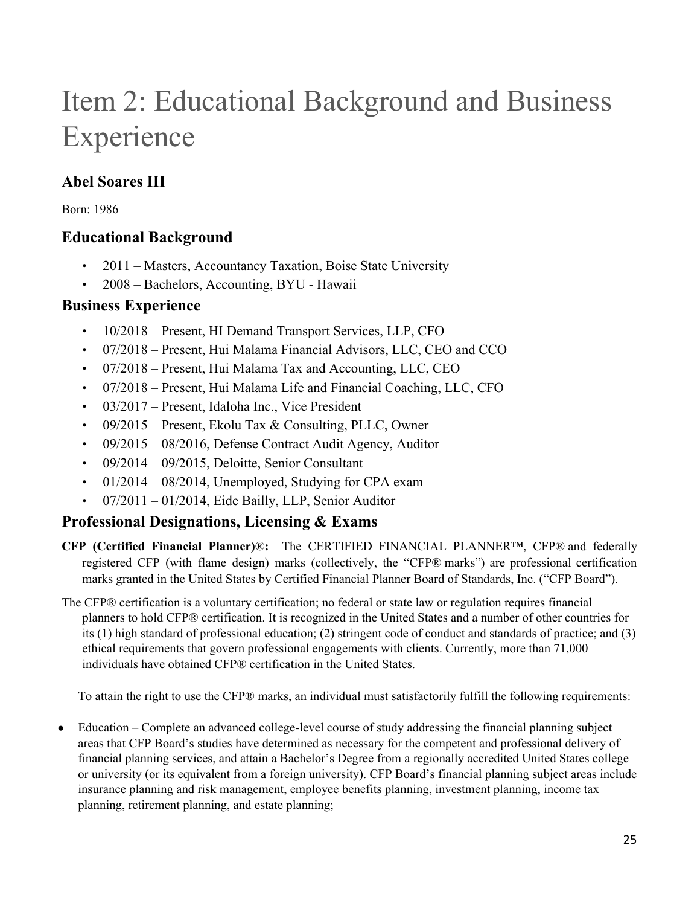# Item 2: Educational Background and Business Experience

## Abel Soares III

Born: 1986

## Educational Background

- 2011 – Masters, Accountancy Taxation, Boise State University
- 2008 – Bachelors, Accounting, BYU - Hawaii

## Business Experience

- 10/2018 – Present, HI Demand Transport Services, LLP, CFO
- 07/2018 – Present, Hui Malama Financial Advisors, LLC, CEO and CCO
- 07/2018 – Present, Hui Malama Tax and Accounting, LLC, CEO
- 07/2018 – Present, Hui Malama Life and Financial Coaching, LLC, CFO
- 03/2017 – Present, Idaloha Inc., Vice President
- 09/2015 – Present, Ekolu Tax & Consulting, PLLC, Owner
- 09/2015 – 08/2016, Defense Contract Audit Agency, Auditor
- 09/2014 – 09/2015, Deloitte, Senior Consultant
- 01/2014 – 08/2014, Unemployed, Studying for CPA exam
- 07/2011 – 01/2014, Eide Bailly, LLP, Senior Auditor

## Professional Designations, Licensing & Exams

**CFP (Certified Financial Planner)®:** The CERTIFIED FINANCIAL PLANNER™, CFP® and federally registered CFP (with flame design) marks (collectively, the "CFP® marks") are professional certification marks granted in the United States by Certified Financial Planner Board of Standards, Inc. ("CFP Board").

The CFP® certification is a voluntary certification; no federal or state law or regulation requires financial planners to hold CFP® certification. It is recognized in the United States and a number of other countries for its (1) high standard of professional education; (2) stringent code of conduct and standards of practice; and (3) ethical requirements that govern professional engagements with clients. Currently, more than 71,000 individuals have obtained CFP® certification in the United States.

To attain the right to use the CFP® marks, an individual must satisfactorily fulfill the following requirements:

- Education – Complete an advanced college-level course of study addressing the financial planning subject areas that CFP Board's studies have determined as necessary for the competent and professional delivery of financial planning services, and attain a Bachelor's Degree from a regionally accredited United States college or university (or its equivalent from a foreign university). CFP Board's financial planning subject areas include insurance planning and risk management, employee benefits planning, investment planning, income tax planning, retirement planning, and estate planning;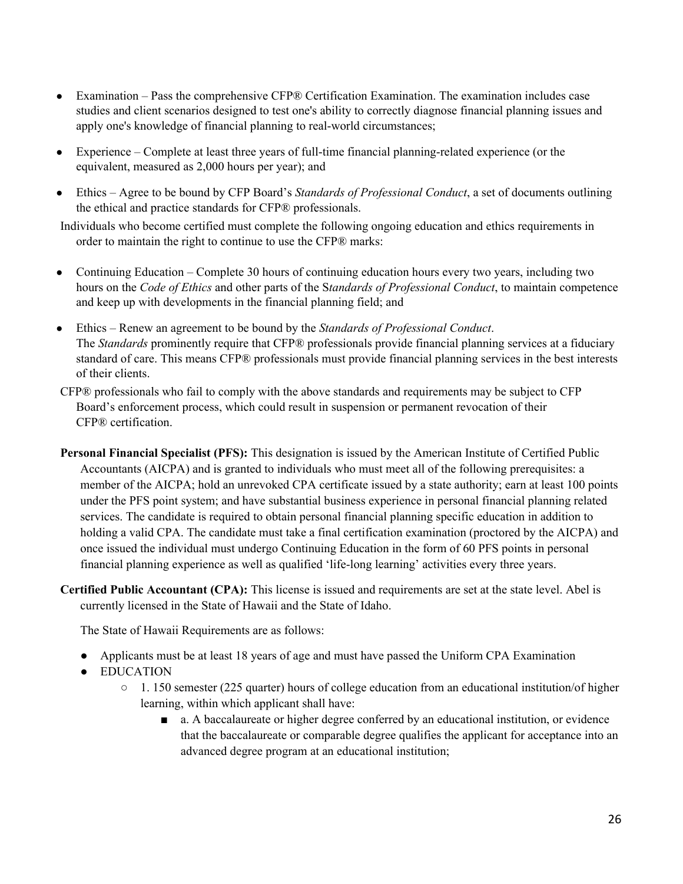- Examination – Pass the comprehensive CFP® Certification Examination. The examination includes case studies and client scenarios designed to test one's ability to correctly diagnose financial planning issues and apply one's knowledge of financial planning to real-world circumstances;

- Experience – Complete at least three years of full-time financial planning-related experience (or the equivalent, measured as 2,000 hours per year); and

- Ethics – Agree to be bound by CFP Board's *Standards of Professional Conduct*, a set of documents outlining the ethical and practice standards for CFP® professionals.

Individuals who become certified must complete the following ongoing education and ethics requirements in order to maintain the right to continue to use the CFP® marks:

- Continuing Education – Complete 30 hours of continuing education hours every two years, including two hours on the *Code of Ethics* and other parts of the S*tandards of Professional Conduct*, to maintain competence and keep up with developments in the financial planning field; and

- Ethics – Renew an agreement to be bound by the *Standards of Professional Conduct*.
  The *Standards* prominently require that CFP® professionals provide financial planning services at a fiduciary standard of care. This means CFP® professionals must provide financial planning services in the best interests of their clients.

CFP® professionals who fail to comply with the above standards and requirements may be subject to CFP Board's enforcement process, which could result in suspension or permanent revocation of their CFP® certification.

**Personal Financial Specialist (PFS):** This designation is issued by the American Institute of Certified Public Accountants (AICPA) and is granted to individuals who must meet all of the following prerequisites: a member of the AICPA; hold an unrevoked CPA certificate issued by a state authority; earn at least 100 points under the PFS point system; and have substantial business experience in personal financial planning related services. The candidate is required to obtain personal financial planning specific education in addition to holding a valid CPA. The candidate must take a final certification examination (proctored by the AICPA) and once issued the individual must undergo Continuing Education in the form of 60 PFS points in personal financial planning experience as well as qualified 'life-long learning' activities every three years.

**Certified Public Accountant (CPA):** This license is issued and requirements are set at the state level. Abel is currently licensed in the State of Hawaii and the State of Idaho.

The State of Hawaii Requirements are as follows:

- Applicants must be at least 18 years of age and must have passed the Uniform CPA Examination
- EDUCATION
  - 1. 150 semester (225 quarter) hours of college education from an educational institution/of higher learning, within which applicant shall have:
    - a. A baccalaureate or higher degree conferred by an educational institution, or evidence that the baccalaureate or comparable degree qualifies the applicant for acceptance into an advanced degree program at an educational institution;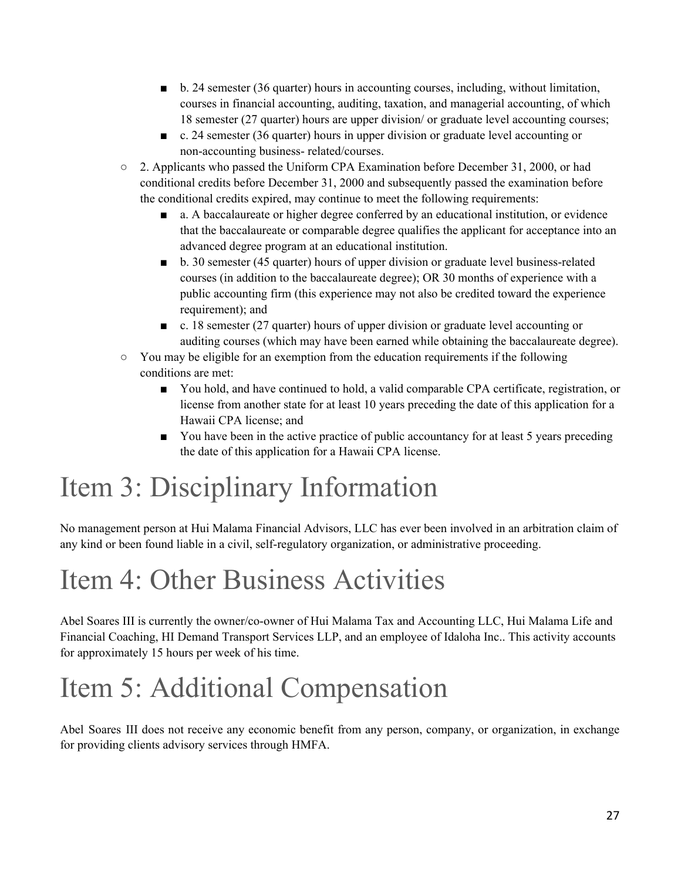- b. 24 semester (36 quarter) hours in accounting courses, including, without limitation, courses in financial accounting, auditing, taxation, and managerial accounting, of which 18 semester (27 quarter) hours are upper division/ or graduate level accounting courses;
    - c. 24 semester (36 quarter) hours in upper division or graduate level accounting or non-accounting business- related/courses.
  - 2. Applicants who passed the Uniform CPA Examination before December 31, 2000, or had conditional credits before December 31, 2000 and subsequently passed the examination before the conditional credits expired, may continue to meet the following requirements:
    - a. A baccalaureate or higher degree conferred by an educational institution, or evidence that the baccalaureate or comparable degree qualifies the applicant for acceptance into an advanced degree program at an educational institution.
    - b. 30 semester (45 quarter) hours of upper division or graduate level business-related courses (in addition to the baccalaureate degree); OR 30 months of experience with a public accounting firm (this experience may not also be credited toward the experience requirement); and
    - c. 18 semester (27 quarter) hours of upper division or graduate level accounting or auditing courses (which may have been earned while obtaining the baccalaureate degree).
  - You may be eligible for an exemption from the education requirements if the following conditions are met:
    - You hold, and have continued to hold, a valid comparable CPA certificate, registration, or license from another state for at least 10 years preceding the date of this application for a Hawaii CPA license; and
    - You have been in the active practice of public accountancy for at least 5 years preceding the date of this application for a Hawaii CPA license.

# Item 3: Disciplinary Information

No management person at Hui Malama Financial Advisors, LLC has ever been involved in an arbitration claim of any kind or been found liable in a civil, self-regulatory organization, or administrative proceeding.

# Item 4: Other Business Activities

Abel Soares III is currently the owner/co-owner of Hui Malama Tax and Accounting LLC, Hui Malama Life and Financial Coaching, HI Demand Transport Services LLP, and an employee of Idaloha Inc.. This activity accounts for approximately 15 hours per week of his time.

# Item 5: Additional Compensation

Abel Soares III does not receive any economic benefit from any person, company, or organization, in exchange for providing clients advisory services through HMFA.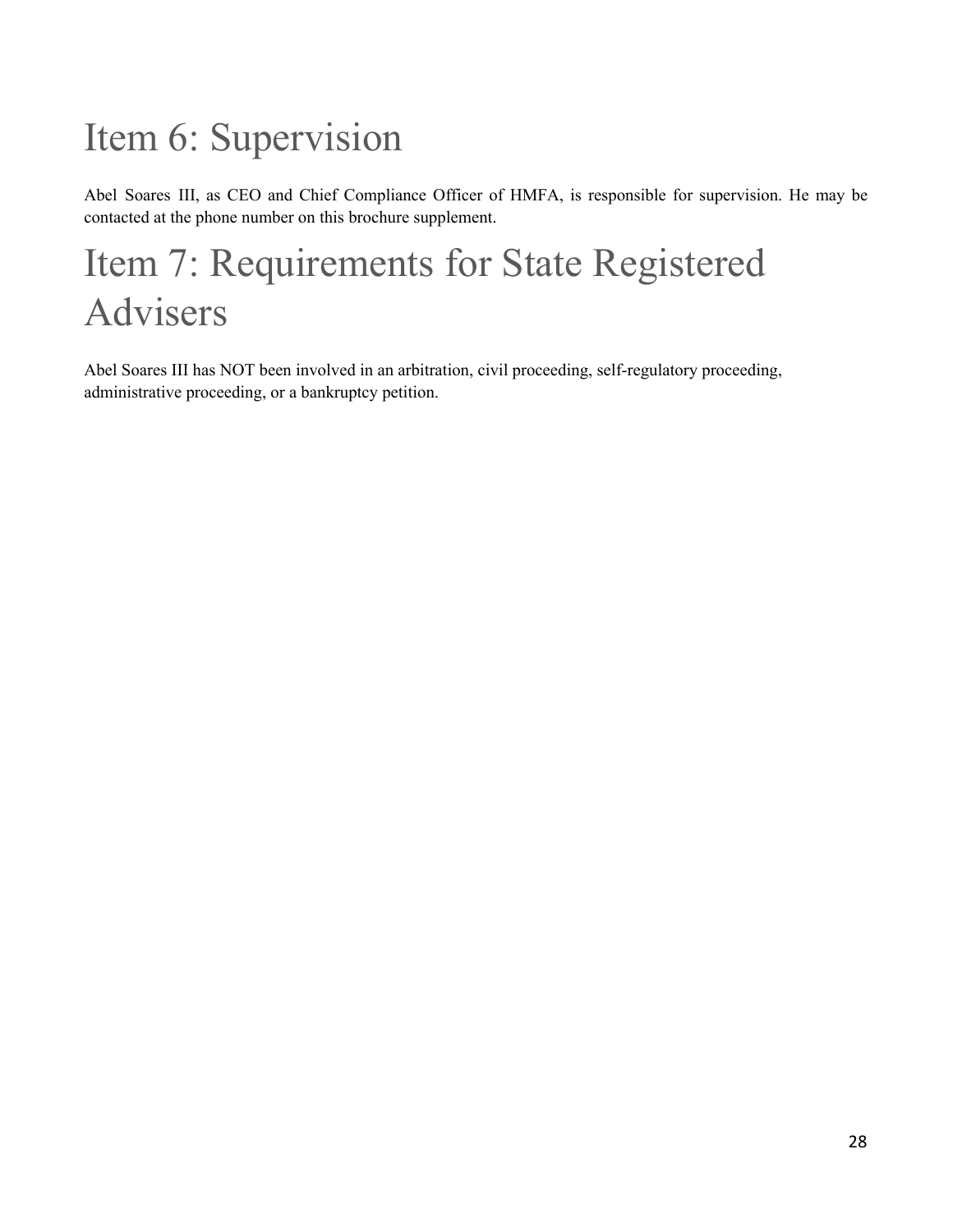# Item 6: Supervision

Abel Soares III, as CEO and Chief Compliance Officer of HMFA, is responsible for supervision. He may be contacted at the phone number on this brochure supplement.

# Item 7: Requirements for State Registered Advisers

Abel Soares III has NOT been involved in an arbitration, civil proceeding, self-regulatory proceeding, administrative proceeding, or a bankruptcy petition.